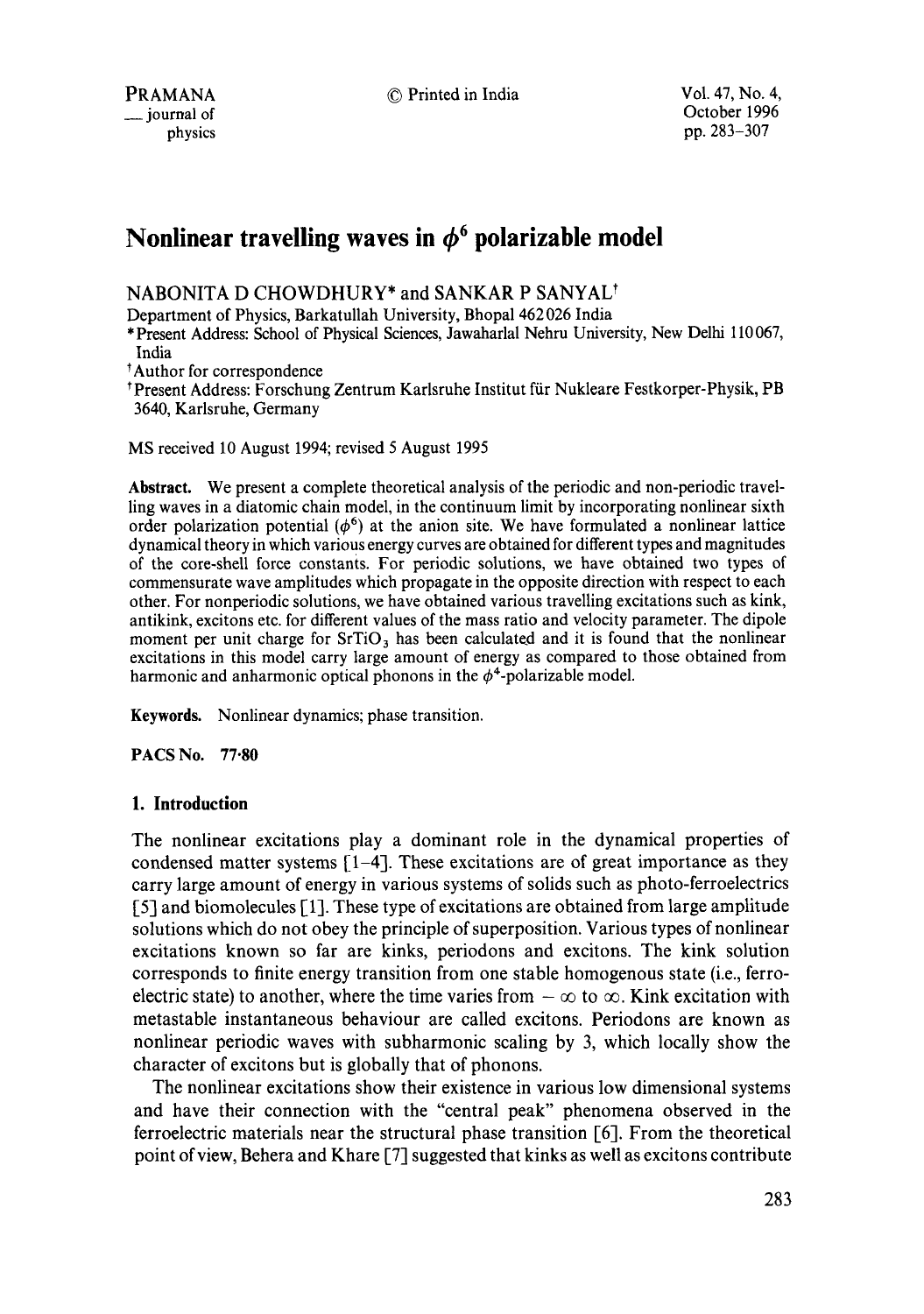# Nonlinear travelling waves in $\phi^6$ polarizable model

NABONITA D CHOWDHURY* and SANKAR P SANYAL†

Department of Physics, Barkatullah University, Bhopal 462 026 India

*Present Address: School of Physical Sciences, Jawaharlal Nehru University, New Delhi 110 067, India

†Author for correspondence

†Present Address: Forschung Zentrum Karlsruhe Institut für Nukleare Festkorper-Physik, PB 3640, Karlsruhe, Germany

MS received 10 August 1994; revised 5 August 1995

**Abstract.** We present a complete theoretical analysis of the periodic and non-periodic travelling waves in a diatomic chain model, in the continuum limit by incorporating nonlinear sixth order polarization potential ($\phi^6$) at the anion site. We have formulated a nonlinear lattice dynamical theory in which various energy curves are obtained for different types and magnitudes of the core-shell force constants. For periodic solutions, we have obtained two types of commensurate wave amplitudes which propagate in the opposite direction with respect to each other. For nonperiodic solutions, we have obtained various travelling excitations such as kink, antikink, excitons etc. for different values of the mass ratio and velocity parameter. The dipole moment per unit charge for $SrTiO_3$ has been calculated and it is found that the nonlinear excitations in this model carry large amount of energy as compared to those obtained from harmonic and anharmonic optical phonons in the $\phi^4$-polarizable model.

**Keywords.** Nonlinear dynamics; phase transition.

**PACS No.** 77·80

## 1. Introduction

The nonlinear excitations play a dominant role in the dynamical properties of condensed matter systems [1–4]. These excitations are of great importance as they carry large amount of energy in various systems of solids such as photo-ferroelectrics [5] and biomolecules [1]. These type of excitations are obtained from large amplitude solutions which do not obey the principle of superposition. Various types of nonlinear excitations known so far are kinks, periodons and excitons. The kink solution corresponds to finite energy transition from one stable homogenous state (i.e., ferroelectric state) to another, where the time varies from $-\infty$ to $\infty$. Kink excitation with metastable instantaneous behaviour are called excitons. Periodons are known as nonlinear periodic waves with subharmonic scaling by 3, which locally show the character of excitons but is globally that of phonons.

The nonlinear excitations show their existence in various low dimensional systems and have their connection with the "central peak" phenomena observed in the ferroelectric materials near the structural phase transition [6]. From the theoretical point of view, Behera and Khare [7] suggested that kinks as well as excitons contribute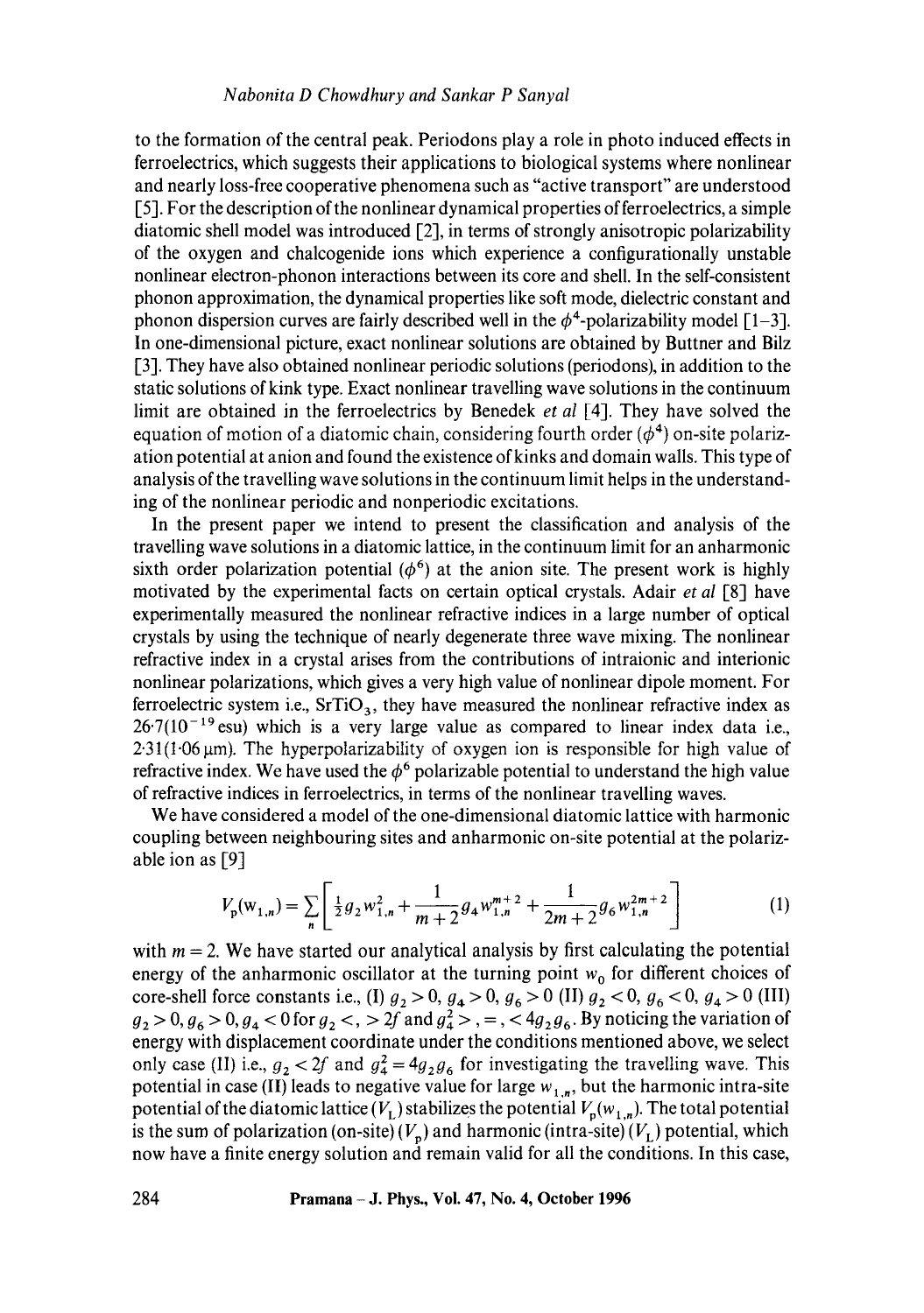to the formation of the central peak. Periodons play a role in photo induced effects in ferroelectrics, which suggests their applications to biological systems where nonlinear and nearly loss-free cooperative phenomena such as "active transport" are understood [5]. For the description of the nonlinear dynamical properties of ferroelectrics, a simple diatomic shell model was introduced [2], in terms of strongly anisotropic polarizability of the oxygen and chalcogenide ions which experience a configurationally unstable nonlinear electron-phonon interactions between its core and shell. In the self-consistent phonon approximation, the dynamical properties like soft mode, dielectric constant and phonon dispersion curves are fairly described well in the $\phi^4$-polarizability model [1–3]. In one-dimensional picture, exact nonlinear solutions are obtained by Buttner and Bilz [3]. They have also obtained nonlinear periodic solutions (periodons), in addition to the static solutions of kink type. Exact nonlinear travelling wave solutions in the continuum limit are obtained in the ferroelectrics by Benedek *et al* [4]. They have solved the equation of motion of a diatomic chain, considering fourth order ($\phi^4$) on-site polarization potential at anion and found the existence of kinks and domain walls. This type of analysis of the travelling wave solutions in the continuum limit helps in the understanding of the nonlinear periodic and nonperiodic excitations.

In the present paper we intend to present the classification and analysis of the travelling wave solutions in a diatomic lattice, in the continuum limit for an anharmonic sixth order polarization potential ($\phi^6$) at the anion site. The present work is highly motivated by the experimental facts on certain optical crystals. Adair *et al* [8] have experimentally measured the nonlinear refractive indices in a large number of optical crystals by using the technique of nearly degenerate three wave mixing. The nonlinear refractive index in a crystal arises from the contributions of intraionic and interionic nonlinear polarizations, which gives a very high value of nonlinear dipole moment. For ferroelectric system i.e., $SrTiO_3$, they have measured the nonlinear refractive index as $26{\cdot}7(10^{-19}$ esu) which is a very large value as compared to linear index data i.e., $2{\cdot}31(1{\cdot}06\,\mu\text{m})$. The hyperpolarizability of oxygen ion is responsible for high value of refractive index. We have used the $\phi^6$ polarizable potential to understand the high value of refractive indices in ferroelectrics, in terms of the nonlinear travelling waves.

We have considered a model of the one-dimensional diatomic lattice with harmonic coupling between neighbouring sites and anharmonic on-site potential at the polarizable ion as [9]

$$V_p(w_{1,n}) = \sum_n \left[ \tfrac{1}{2} g_2 w_{1,n}^2 + \frac{1}{m+2} g_4 w_{1,n}^{m+2} + \frac{1}{2m+2} g_6 w_{1,n}^{2m+2} \right] \tag{1}$$

with $m = 2$. We have started our analytical analysis by first calculating the potential energy of the anharmonic oscillator at the turning point $w_0$ for different choices of core-shell force constants i.e., (I) $g_2 > 0$, $g_4 > 0$, $g_6 > 0$ (II) $g_2 < 0$, $g_6 < 0$, $g_4 > 0$ (III) $g_2 > 0, g_6 > 0, g_4 < 0$ for $g_2 <, > 2f$ and $g_4^2 >, =, < 4g_2g_6$. By noticing the variation of energy with displacement coordinate under the conditions mentioned above, we select only case (II) i.e., $g_2 < 2f$ and $g_4^2 = 4g_2g_6$ for investigating the travelling wave. This potential in case (II) leads to negative value for large $w_{1,n}$, but the harmonic intra-site potential of the diatomic lattice ($V_L$) stabilizes the potential $V_p(w_{1,n})$. The total potential is the sum of polarization (on-site) ($V_p$) and harmonic (intra-site) ($V_L$) potential, which now have a finite energy solution and remain valid for all the conditions. In this case,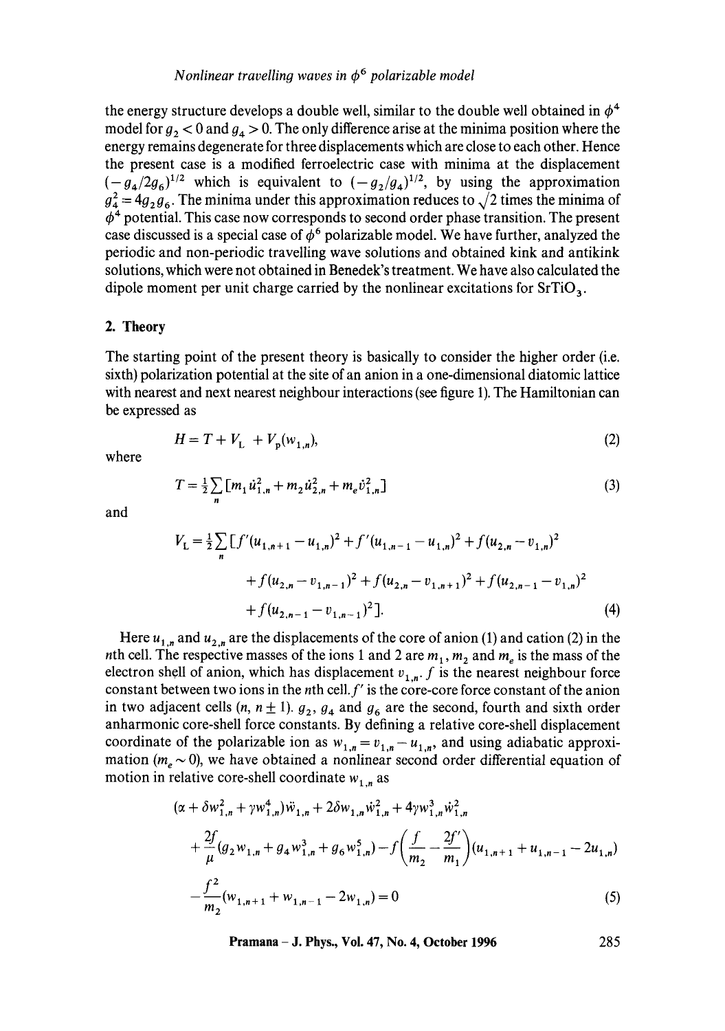the energy structure develops a double well, similar to the double well obtained in $\phi^4$ model for $g_2 < 0$ and $g_4 > 0$. The only difference arise at the minima position where the energy remains degenerate for three displacements which are close to each other. Hence the present case is a modified ferroelectric case with minima at the displacement $(-g_4/2g_6)^{1/2}$ which is equivalent to $(-g_2/g_4)^{1/2}$, by using the approximation $g_4^2 = 4g_2 g_6$. The minima under this approximation reduces to $\sqrt{2}$ times the minima of $\phi^4$ potential. This case now corresponds to second order phase transition. The present case discussed is a special case of $\phi^6$ polarizable model. We have further, analyzed the periodic and non-periodic travelling wave solutions and obtained kink and antikink solutions, which were not obtained in Benedek's treatment. We have also calculated the dipole moment per unit charge carried by the nonlinear excitations for $SrTiO_3$.

## 2. Theory

The starting point of the present theory is basically to consider the higher order (i.e. sixth) polarization potential at the site of an anion in a one-dimensional diatomic lattice with nearest and next nearest neighbour interactions (see figure 1). The Hamiltonian can be expressed as

$$H = T + V_L + V_p(w_{1,n}), \tag{2}$$

where

$$T = \tfrac{1}{2}\sum_n [m_1 \dot{u}_{1,n}^2 + m_2 \dot{u}_{2,n}^2 + m_e \dot{v}_{1,n}^2] \tag{3}$$

and

$$\begin{aligned} V_L = \tfrac{1}{2}\sum_n [&f'(u_{1,n+1} - u_{1,n})^2 + f'(u_{1,n-1} - u_{1,n})^2 + f(u_{2,n} - v_{1,n})^2 \\ &+ f(u_{2,n} - v_{1,n-1})^2 + f(u_{2,n} - v_{1,n+1})^2 + f(u_{2,n-1} - v_{1,n})^2 \\ &+ f(u_{2,n-1} - v_{1,n-1})^2]. \end{aligned} \tag{4}$$

Here $u_{1,n}$ and $u_{2,n}$ are the displacements of the core of anion (1) and cation (2) in the $n$th cell. The respective masses of the ions 1 and 2 are $m_1$, $m_2$ and $m_e$ is the mass of the electron shell of anion, which has displacement $v_{1,n}$. $f$ is the nearest neighbour force constant between two ions in the $n$th cell. $f'$ is the core-core force constant of the anion in two adjacent cells $(n, n \pm 1)$. $g_2$, $g_4$ and $g_6$ are the second, fourth and sixth order anharmonic core-shell force constants. By defining a relative core-shell displacement coordinate of the polarizable ion as $w_{1,n} = v_{1,n} - u_{1,n}$, and using adiabatic approximation $(m_e \sim 0)$, we have obtained a nonlinear second order differential equation of motion in relative core-shell coordinate $w_{1,n}$ as

$$\begin{aligned} &(\alpha + \delta w_{1,n}^2 + \gamma w_{1,n}^4)\ddot{w}_{1,n} + 2\delta w_{1,n}\dot{w}_{1,n}^2 + 4\gamma w_{1,n}^3 \dot{w}_{1,n}^2 \\ &+ \frac{2f}{\mu}(g_2 w_{1,n} + g_4 w_{1,n}^3 + g_6 w_{1,n}^5) - f\left(\frac{f}{m_2} - \frac{2f'}{m_1}\right)(u_{1,n+1} + u_{1,n-1} - 2u_{1,n}) \\ &- \frac{f^2}{m_2}(w_{1,n+1} + w_{1,n-1} - 2w_{1,n}) = 0 \end{aligned} \tag{5}$$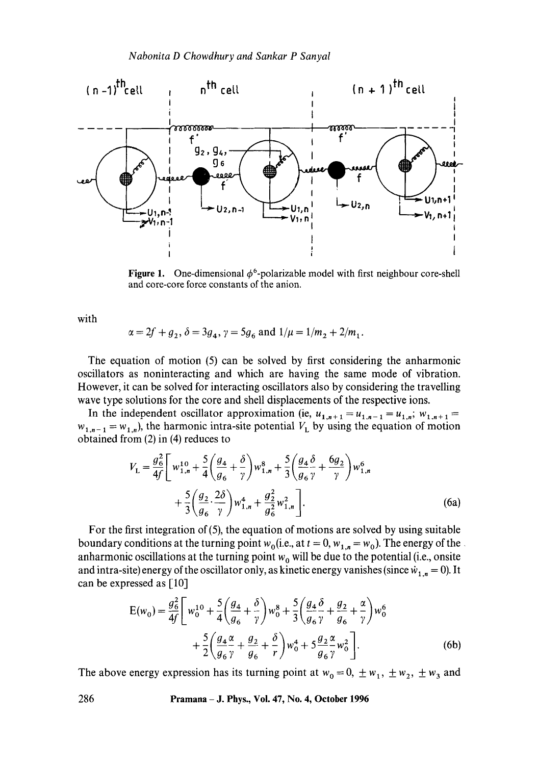**Figure 1.** One-dimensional $\phi^6$-polarizable model with first neighbour core-shell and core-core force constants of the anion.

with

$$\alpha = 2f + g_2, \delta = 3g_4, \gamma = 5g_6 \text{ and } 1/\mu = 1/m_2 + 2/m_1.$$

The equation of motion (5) can be solved by first considering the anharmonic oscillators as noninteracting and which are having the same mode of vibration. However, it can be solved for interacting oscillators also by considering the travelling wave type solutions for the core and shell displacements of the respective ions.

In the independent oscillator approximation (ie, $u_{1,n+1} = u_{1,n-1} = u_{1,n}$; $w_{1,n+1} = w_{1,n-1} = w_{1,n}$), the harmonic intra-site potential $V_L$ by using the equation of motion obtained from (2) in (4) reduces to

$$V_L = \frac{g_6^2}{4f}\left[ w_{1,n}^{10} + \frac{5}{4}\left(\frac{g_4}{g_6} + \frac{\delta}{\gamma}\right) w_{1,n}^8 + \frac{5}{3}\left(\frac{g_4 \delta}{g_6 \gamma} + \frac{6 g_2}{\gamma}\right) w_{1,n}^6 + \frac{5}{3}\left(\frac{g_2}{g_6} \cdot \frac{2\delta}{\gamma}\right) w_{1,n}^4 + \frac{g_2^2}{g_6^2} w_{1,n}^2 \right]. \tag{6a}$$

For the first integration of (5), the equation of motions are solved by using suitable boundary conditions at the turning point $w_0$(i.e., at $t = 0$, $w_{1,n} = w_0$). The energy of the anharmonic oscillations at the turning point $w_0$ will be due to the potential (i.e., onsite and intra-site) energy of the oscillator only, as kinetic energy vanishes (since $\dot{w}_{1,n} = 0$). It can be expressed as [10]

$$\mathrm{E}(w_0) = \frac{g_6^2}{4f}\left[ w_0^{10} + \frac{5}{4}\left(\frac{g_4}{g_6} + \frac{\delta}{\gamma}\right) w_0^8 + \frac{5}{3}\left(\frac{g_4 \delta}{g_6 \gamma} + \frac{g_2}{g_6} + \frac{\alpha}{\gamma}\right) w_0^6 + \frac{5}{2}\left(\frac{g_4 \alpha}{g_6 \gamma} + \frac{g_2}{g_6} + \frac{\delta}{r}\right) w_0^4 + 5\frac{g_2 \alpha}{g_6 \gamma} w_0^2 \right]. \tag{6b}$$

The above energy expression has its turning point at $w_0 = 0$, $\pm w_1$, $\pm w_2$, $\pm w_3$ and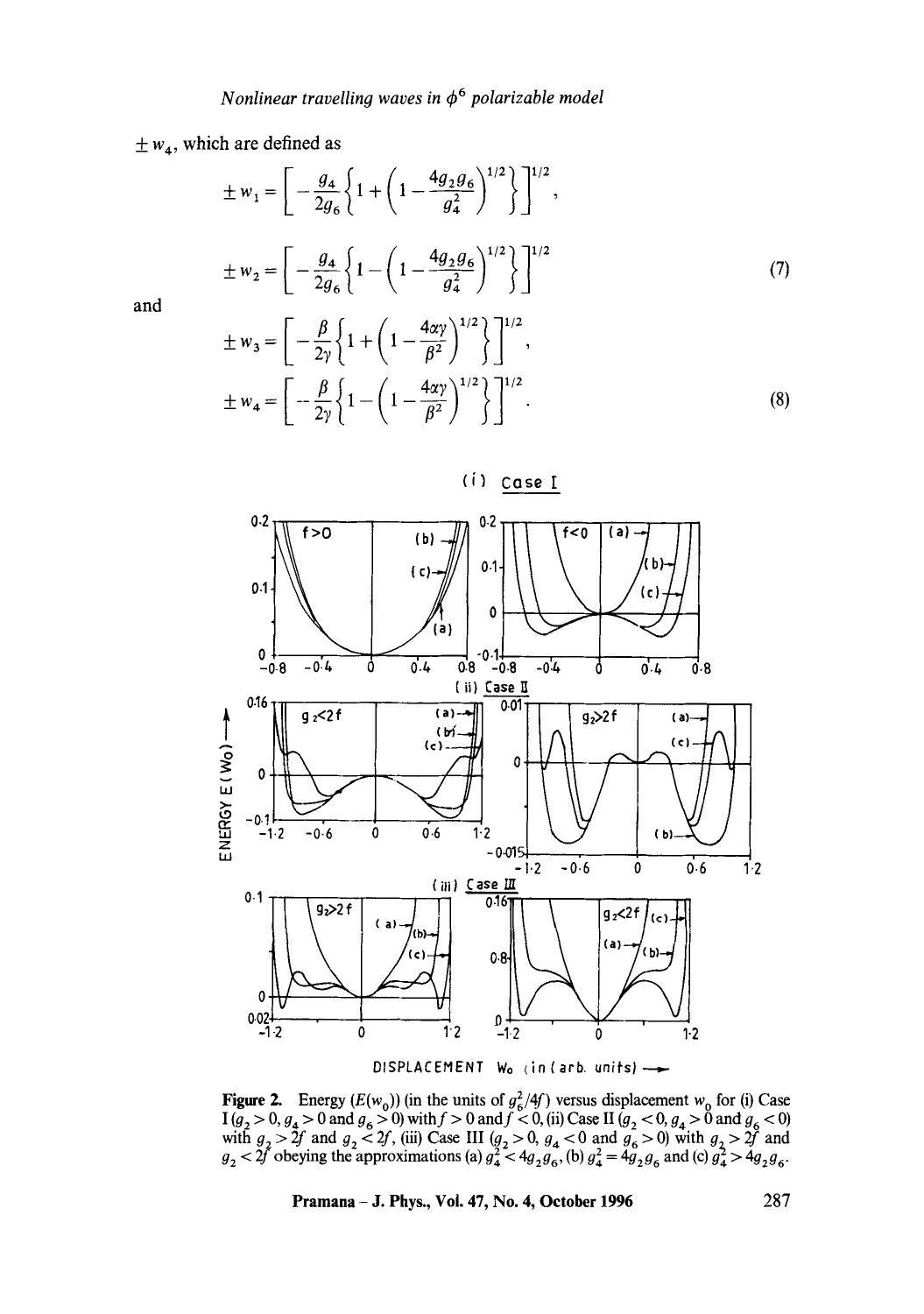$\pm w_4$, which are defined as

$$\pm w_1 = \left[ -\frac{g_4}{2g_6}\left\{1+\left(1-\frac{4g_2g_6}{g_4^2}\right)^{1/2}\right\}\right]^{1/2},$$

$$\pm w_2 = \left[ -\frac{g_4}{2g_6}\left\{1-\left(1-\frac{4g_2g_6}{g_4^2}\right)^{1/2}\right\}\right]^{1/2} \tag{7}$$

and

$$\pm w_3 = \left[ -\frac{\beta}{2\gamma}\left\{1+\left(1-\frac{4\alpha\gamma}{\beta^2}\right)^{1/2}\right\}\right]^{1/2},$$

$$\pm w_4 = \left[ -\frac{\beta}{2\gamma}\left\{1-\left(1-\frac{4\alpha\gamma}{\beta^2}\right)^{1/2}\right\}\right]^{1/2}. \tag{8}$$

**Figure 2.** Energy ($E(w_0)$) (in the units of $g_6^2/4f$) versus displacement $w_0$ for (i) Case I ($g_2 > 0, g_4 > 0$ and $g_6 > 0$) with $f > 0$ and $f < 0$, (ii) Case II ($g_2 < 0, g_4 > 0$ and $g_6 < 0$) with $g_2 > 2f$ and $g_2 < 2f$, (iii) Case III ($g_2 > 0$, $g_4 < 0$ and $g_6 > 0$) with $g_2 > 2f$ and $g_2 < 2f$ obeying the approximations (a) $g_4^2 < 4g_2g_6$, (b) $g_4^2 = 4g_2g_6$ and (c) $g_4^2 > 4g_2g_6$.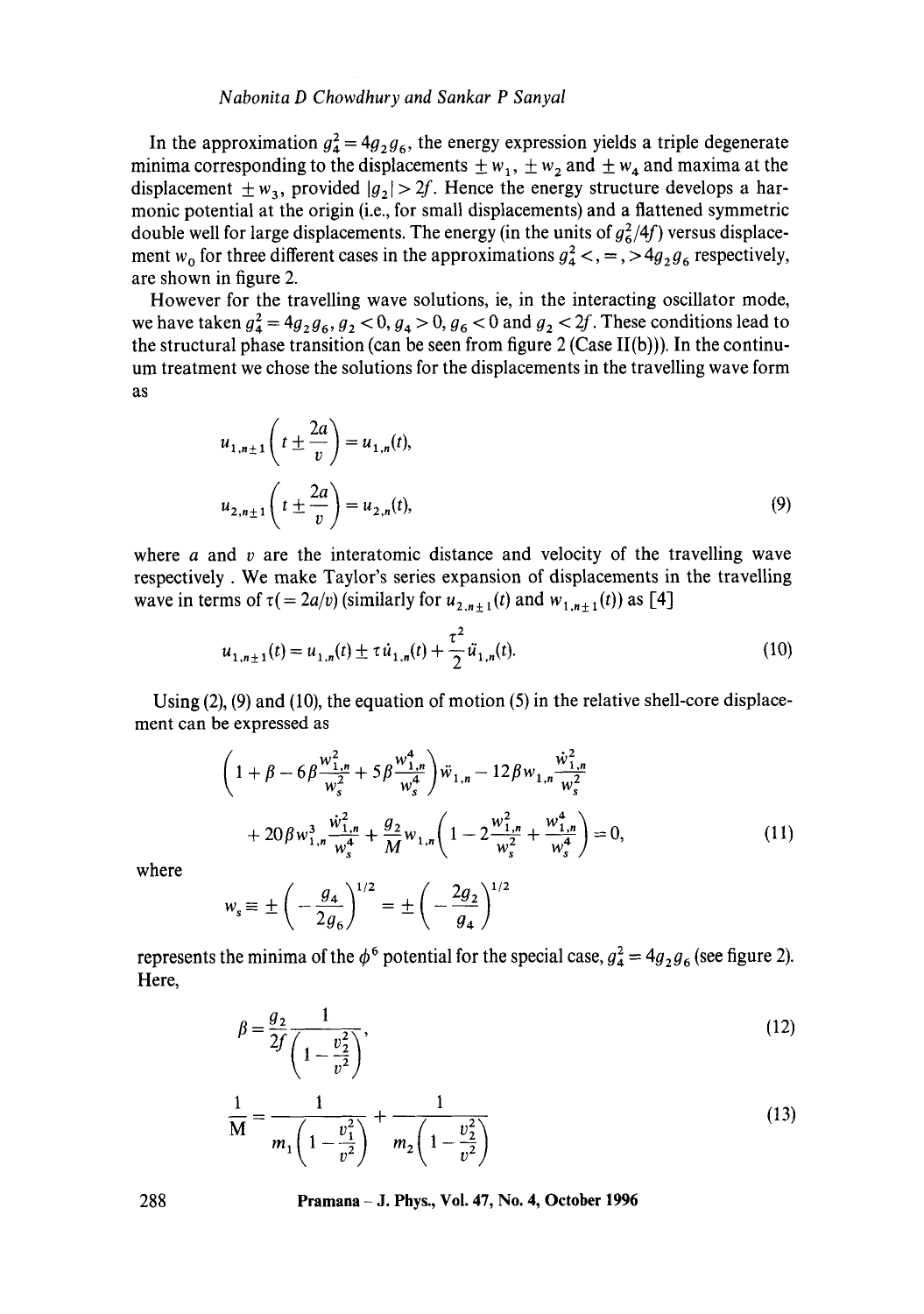In the approximation $g_4^2 = 4g_2 g_6$, the energy expression yields a triple degenerate minima corresponding to the displacements $\pm w_1$, $\pm w_2$ and $\pm w_4$ and maxima at the displacement $\pm w_3$, provided $|g_2| > 2f$. Hence the energy structure develops a harmonic potential at the origin (i.e., for small displacements) and a flattened symmetric double well for large displacements. The energy (in the units of $g_6^2/4f$) versus displacement $w_0$ for three different cases in the approximations $g_4^2 <, =, > 4g_2 g_6$ respectively, are shown in figure 2.

However for the travelling wave solutions, ie, in the interacting oscillator mode, we have taken $g_4^2 = 4g_2 g_6$, $g_2 < 0$, $g_4 > 0$, $g_6 < 0$ and $g_2 < 2f$. These conditions lead to the structural phase transition (can be seen from figure 2 (Case II(b))). In the continuum treatment we chose the solutions for the displacements in the travelling wave form as

$$u_{1,n\pm 1}\left(t \pm \frac{2a}{v}\right) = u_{1,n}(t),$$

$$u_{2,n\pm 1}\left(t \pm \frac{2a}{v}\right) = u_{2,n}(t), \tag{9}$$

where $a$ and $v$ are the interatomic distance and velocity of the travelling wave respectively . We make Taylor's series expansion of displacements in the travelling wave in terms of $\tau (= 2a/v)$ (similarly for $u_{2,n\pm 1}(t)$ and $w_{1,n\pm 1}(t)$) as [4]

$$u_{1,n\pm 1}(t) = u_{1,n}(t) \pm \tau \dot{u}_{1,n}(t) + \frac{\tau^2}{2} \ddot{u}_{1,n}(t). \tag{10}$$

Using (2), (9) and (10), the equation of motion (5) in the relative shell-core displacement can be expressed as

$$\left(1 + \beta - 6\beta \frac{w_{1,n}^2}{w_s^2} + 5\beta \frac{w_{1,n}^4}{w_s^4}\right)\ddot{w}_{1,n} - 12\beta w_{1,n} \frac{\dot{w}_{1,n}^2}{w_s^2}$$

$$+ 20\beta w_{1,n}^3 \frac{\dot{w}_{1,n}^2}{w_s^4} + \frac{g_2}{M} w_{1,n}\left(1 - 2\frac{w_{1,n}^2}{w_s^2} + \frac{w_{1,n}^4}{w_s^4}\right) = 0, \tag{11}$$

where

$$w_s \equiv \pm \left(-\frac{g_4}{2g_6}\right)^{1/2} = \pm \left(-\frac{2g_2}{g_4}\right)^{1/2}$$

represents the minima of the $\phi^6$ potential for the special case, $g_4^2 = 4g_2 g_6$ (see figure 2). Here,

$$\beta = \frac{g_2}{2f} \frac{1}{\left(1 - \frac{v_2^2}{v^2}\right)}, \tag{12}$$

$$\frac{1}{M} = \frac{1}{m_1\left(1 - \frac{v_1^2}{v^2}\right)} + \frac{1}{m_2\left(1 - \frac{v_2^2}{v^2}\right)} \tag{13}$$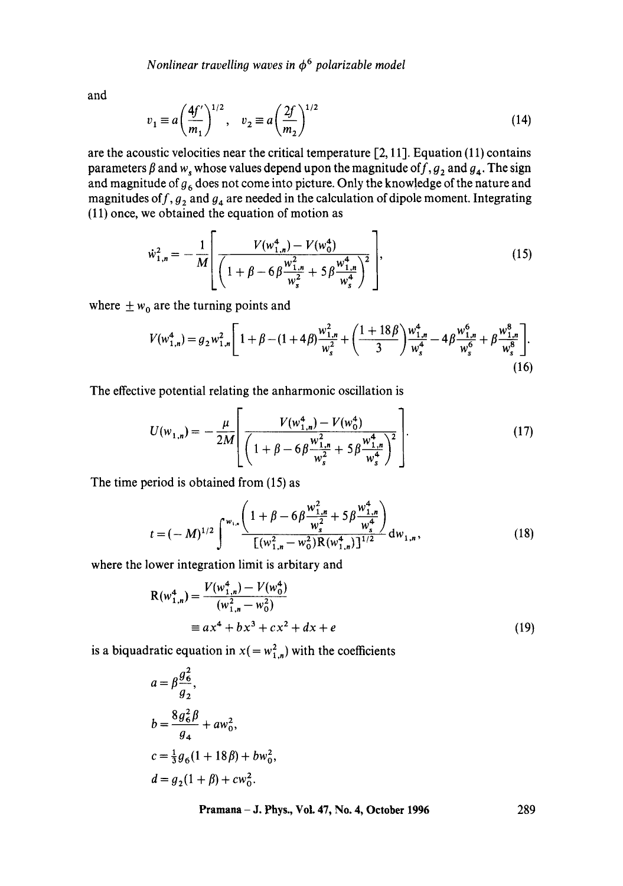and

$$v_1 \equiv a\left(\frac{4f'}{m_1}\right)^{1/2}, \quad v_2 \equiv a\left(\frac{2f}{m_2}\right)^{1/2} \tag{14}$$

are the acoustic velocities near the critical temperature [2, 11]. Equation (11) contains parameters $\beta$ and $w_s$ whose values depend upon the magnitude of $f$, $g_2$ and $g_4$. The sign and magnitude of $g_6$ does not come into picture. Only the knowledge of the nature and magnitudes of $f$, $g_2$ and $g_4$ are needed in the calculation of dipole moment. Integrating (11) once, we obtained the equation of motion as

$$\dot{w}_{1,n}^2 = -\frac{1}{M}\left[\frac{V(w_{1,n}^4) - V(w_0^4)}{\left(1+\beta-6\beta\frac{w_{1,n}^2}{w_s^2}+5\beta\frac{w_{1,n}^4}{w_s^4}\right)^2}\right], \tag{15}$$

where $\pm w_0$ are the turning points and

$$V(w_{1,n}^4) = g_2 w_{1,n}^2\left[1+\beta-(1+4\beta)\frac{w_{1,n}^2}{w_s^2}+\left(\frac{1+18\beta}{3}\right)\frac{w_{1,n}^4}{w_s^4}-4\beta\frac{w_{1,n}^6}{w_s^6}+\beta\frac{w_{1,n}^8}{w_s^8}\right]. \tag{16}$$

The effective potential relating the anharmonic oscillation is

$$U(w_{1,n}) = -\frac{\mu}{2M}\left[\frac{V(w_{1,n}^4) - V(w_0^4)}{\left(1+\beta-6\beta\frac{w_{1,n}^2}{w_s^2}+5\beta\frac{w_{1,n}^4}{w_s^4}\right)^2}\right]. \tag{17}$$

The time period is obtained from (15) as

$$t = (-M)^{1/2}\int^{w_{1,n}} \frac{\left(1+\beta-6\beta\frac{w_{1,n}^2}{w_s^2}+5\beta\frac{w_{1,n}^4}{w_s^4}\right)}{[(w_{1,n}^2-w_0^2)R(w_{1,n}^4)]^{1/2}}\, dw_{1,n}, \tag{18}$$

where the lower integration limit is arbitary and

$$\begin{aligned} R(w_{1,n}^4) &= \frac{V(w_{1,n}^4) - V(w_0^4)}{(w_{1,n}^2 - w_0^2)} \\ &\equiv ax^4 + bx^3 + cx^2 + dx + e \end{aligned} \tag{19}$$

is a biquadratic equation in $x (= w_{1,n}^2)$ with the coefficients

$$a = \beta\frac{g_6^2}{g_2},$$

$$b = \frac{8g_6^2\beta}{g_4} + aw_0^2,$$

$$c = \tfrac{1}{3}g_6(1+18\beta) + bw_0^2,$$

$$d = g_2(1+\beta) + cw_0^2.$$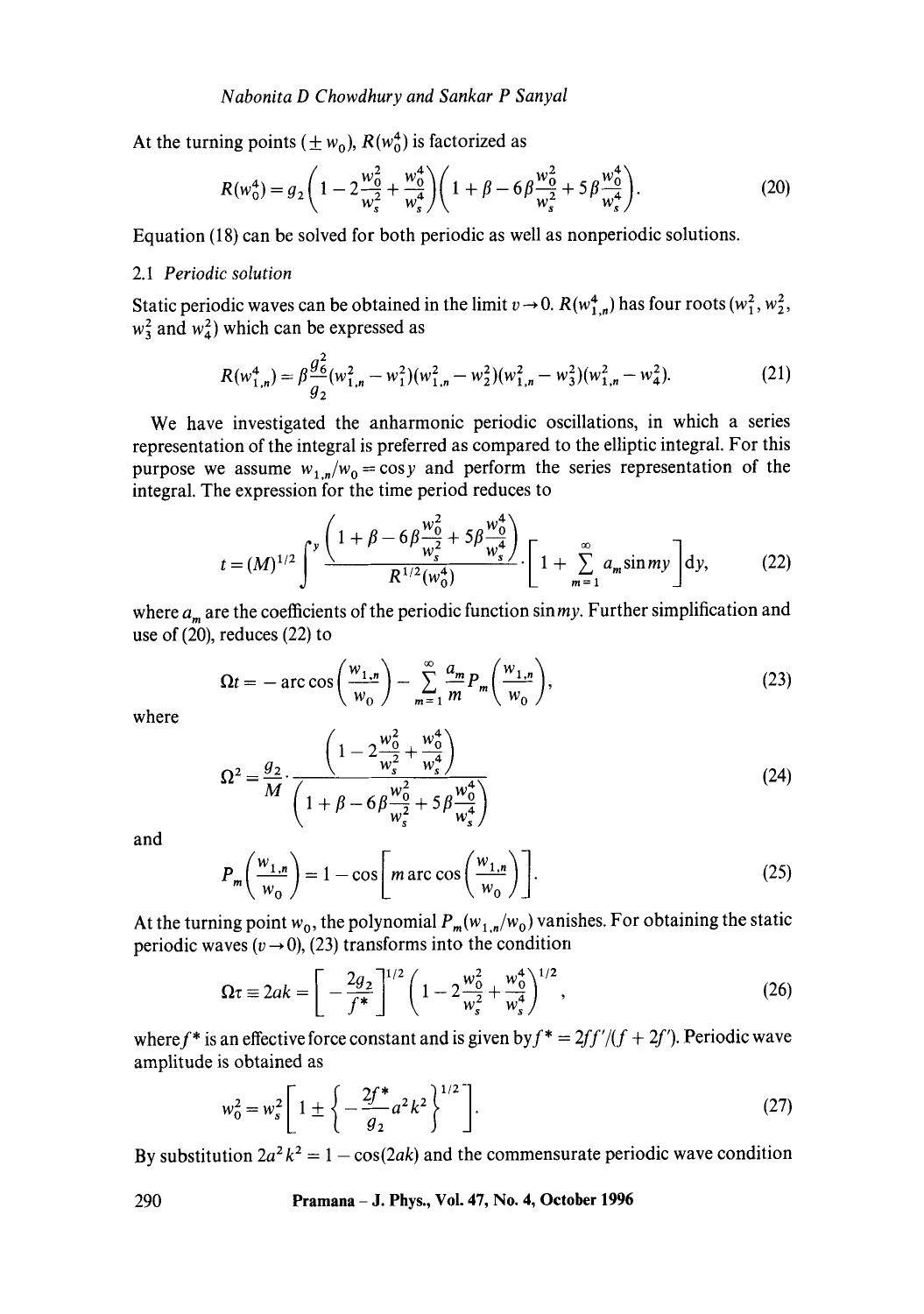At the turning points ($\pm w_0$), $R(w_0^4)$ is factorized as

$$R(w_0^4) = g_2\left(1 - 2\frac{w_0^2}{w_s^2} + \frac{w_0^4}{w_s^4}\right)\left(1 + \beta - 6\beta\frac{w_0^2}{w_s^2} + 5\beta\frac{w_0^4}{w_s^4}\right). \tag{20}$$

Equation (18) can be solved for both periodic as well as nonperiodic solutions.

### 2.1 *Periodic solution*

Static periodic waves can be obtained in the limit $v \to 0$. $R(w_{1,n}^4)$ has four roots ($w_1^2$, $w_2^2$, $w_3^2$ and $w_4^2$) which can be expressed as

$$R(w_{1,n}^4) = \beta\frac{g_6^2}{g_2}(w_{1,n}^2 - w_1^2)(w_{1,n}^2 - w_2^2)(w_{1,n}^2 - w_3^2)(w_{1,n}^2 - w_4^2). \tag{21}$$

We have investigated the anharmonic periodic oscillations, in which a series representation of the integral is preferred as compared to the elliptic integral. For this purpose we assume $w_{1,n}/w_0 = \cos y$ and perform the series representation of the integral. The expression for the time period reduces to

$$t = (M)^{1/2}\int^{y}\frac{\left(1 + \beta - 6\beta\frac{w_0^2}{w_s^2} + 5\beta\frac{w_0^4}{w_s^4}\right)}{R^{1/2}(w_0^4)}\cdot\left[1 + \sum_{m=1}^{\infty} a_m \sin my\right]\mathrm{d}y, \tag{22}$$

where $a_m$ are the coefficients of the periodic function $\sin my$. Further simplification and use of (20), reduces (22) to

$$\Omega t = -\arccos\left(\frac{w_{1,n}}{w_0}\right) - \sum_{m=1}^{\infty}\frac{a_m}{m}P_m\left(\frac{w_{1,n}}{w_0}\right), \tag{23}$$

where

$$\Omega^2 = \frac{g_2}{M}\cdot\frac{\left(1 - 2\frac{w_0^2}{w_s^2} + \frac{w_0^4}{w_s^4}\right)}{\left(1 + \beta - 6\beta\frac{w_0^2}{w_s^2} + 5\beta\frac{w_0^4}{w_s^4}\right)} \tag{24}$$

and

$$P_m\left(\frac{w_{1,n}}{w_0}\right) = 1 - \cos\left[m \arccos\left(\frac{w_{1,n}}{w_0}\right)\right]. \tag{25}$$

At the turning point $w_0$, the polynomial $P_m(w_{1,n}/w_0)$ vanishes. For obtaining the static periodic waves ($v \to 0$), (23) transforms into the condition

$$\Omega\tau \equiv 2ak = \left[-\frac{2g_2}{f^*}\right]^{1/2}\left(1 - 2\frac{w_0^2}{w_s^2} + \frac{w_0^4}{w_s^4}\right)^{1/2}, \tag{26}$$

where $f^*$ is an effective force constant and is given by $f^* = 2ff'/(f + 2f')$. Periodic wave amplitude is obtained as

$$w_0^2 = w_s^2\left[1 \pm \left\{-\frac{2f^*}{g_2}a^2k^2\right\}^{1/2}\right]. \tag{27}$$

By substitution $2a^2k^2 = 1 - \cos(2ak)$ and the commensurate periodic wave condition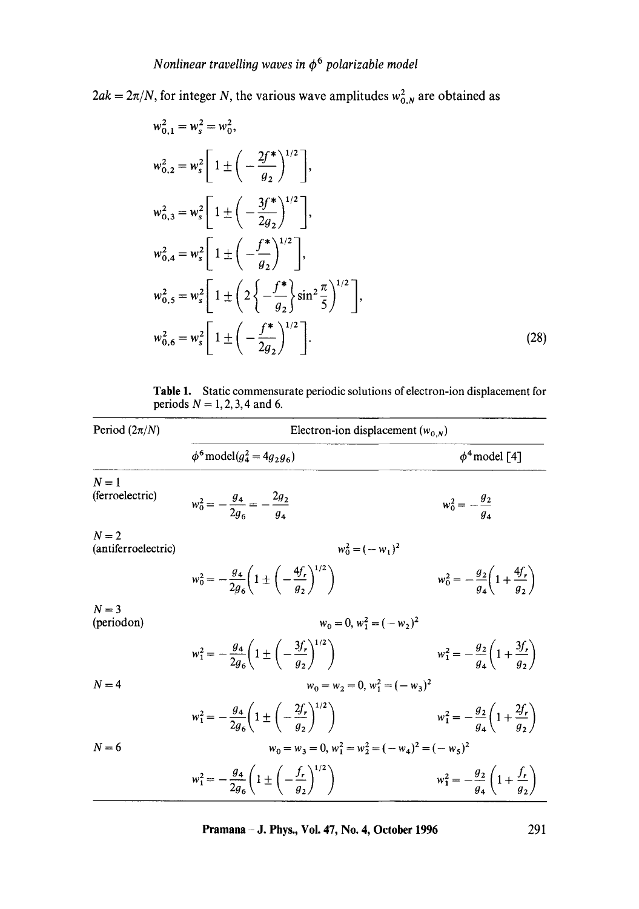$2ak = 2\pi/N$, for integer $N$, the various wave amplitudes $w_{0,N}^2$ are obtained as

$$
\begin{aligned}
w_{0,1}^2 &= w_s^2 = w_0^2, \\
w_{0,2}^2 &= w_s^2\left[1 \pm \left(-\frac{2f^*}{g_2}\right)^{1/2}\right], \\
w_{0,3}^2 &= w_s^2\left[1 \pm \left(-\frac{3f^*}{2g_2}\right)^{1/2}\right], \\
w_{0,4}^2 &= w_s^2\left[1 \pm \left(-\frac{f^*}{g_2}\right)^{1/2}\right], \\
w_{0,5}^2 &= w_s^2\left[1 \pm \left(2\left\{-\frac{f^*}{g_2}\right\}\sin^2\frac{\pi}{5}\right)^{1/2}\right], \\
w_{0,6}^2 &= w_s^2\left[1 \pm \left(-\frac{f^*}{2g_2}\right)^{1/2}\right].
\end{aligned} \tag{28}
$$

**Table 1.** Static commensurate periodic solutions of electron-ion displacement for periods $N = 1, 2, 3, 4$ and 6.

| Period $(2\pi/N)$ | Electron-ion displacement $(w_{0,N})$ | |
|---|---|---|
| | $\phi^6$ model $(g_4^2 = 4g_2g_6)$ | $\phi^4$ model [4] |
| $N=1$ (ferroelectric) | $w_0^2 = -\dfrac{g_4}{2g_6} = -\dfrac{2g_2}{g_4}$ | $w_0^2 = -\dfrac{g_2}{g_4}$ |
| $N=2$ (antiferroelectric) | $w_0^2 = (-w_1)^2$ | |
| | $w_0^2 = -\dfrac{g_4}{2g_6}\left(1 \pm \left(-\dfrac{4f_r}{g_2}\right)^{1/2}\right)$ | $w_0^2 = -\dfrac{g_2}{g_4}\left(1 + \dfrac{4f_r}{g_2}\right)$ |
| $N=3$ (periodon) | $w_0 = 0,\ w_1^2 = (-w_2)^2$ | |
| | $w_1^2 = -\dfrac{g_4}{2g_6}\left(1 \pm \left(-\dfrac{3f_r}{g_2}\right)^{1/2}\right)$ | $w_1^2 = -\dfrac{g_2}{g_4}\left(1 + \dfrac{3f_r}{g_2}\right)$ |
| $N=4$ | $w_0 = w_2 = 0,\ w_1^2 = (-w_3)^2$ | |
| | $w_1^2 = -\dfrac{g_4}{2g_6}\left(1 \pm \left(-\dfrac{2f_r}{g_2}\right)^{1/2}\right)$ | $w_1^2 = -\dfrac{g_2}{g_4}\left(1 + \dfrac{2f_r}{g_2}\right)$ |
| $N=6$ | $w_0 = w_3 = 0,\ w_1^2 = w_2^2 = (-w_4)^2 = (-w_5)^2$ | |
| | $w_1^2 = -\dfrac{g_4}{2g_6}\left(1 \pm \left(-\dfrac{f_r}{g_2}\right)^{1/2}\right)$ | $w_1^2 = -\dfrac{g_2}{g_4}\left(1 + \dfrac{f_r}{g_2}\right)$ |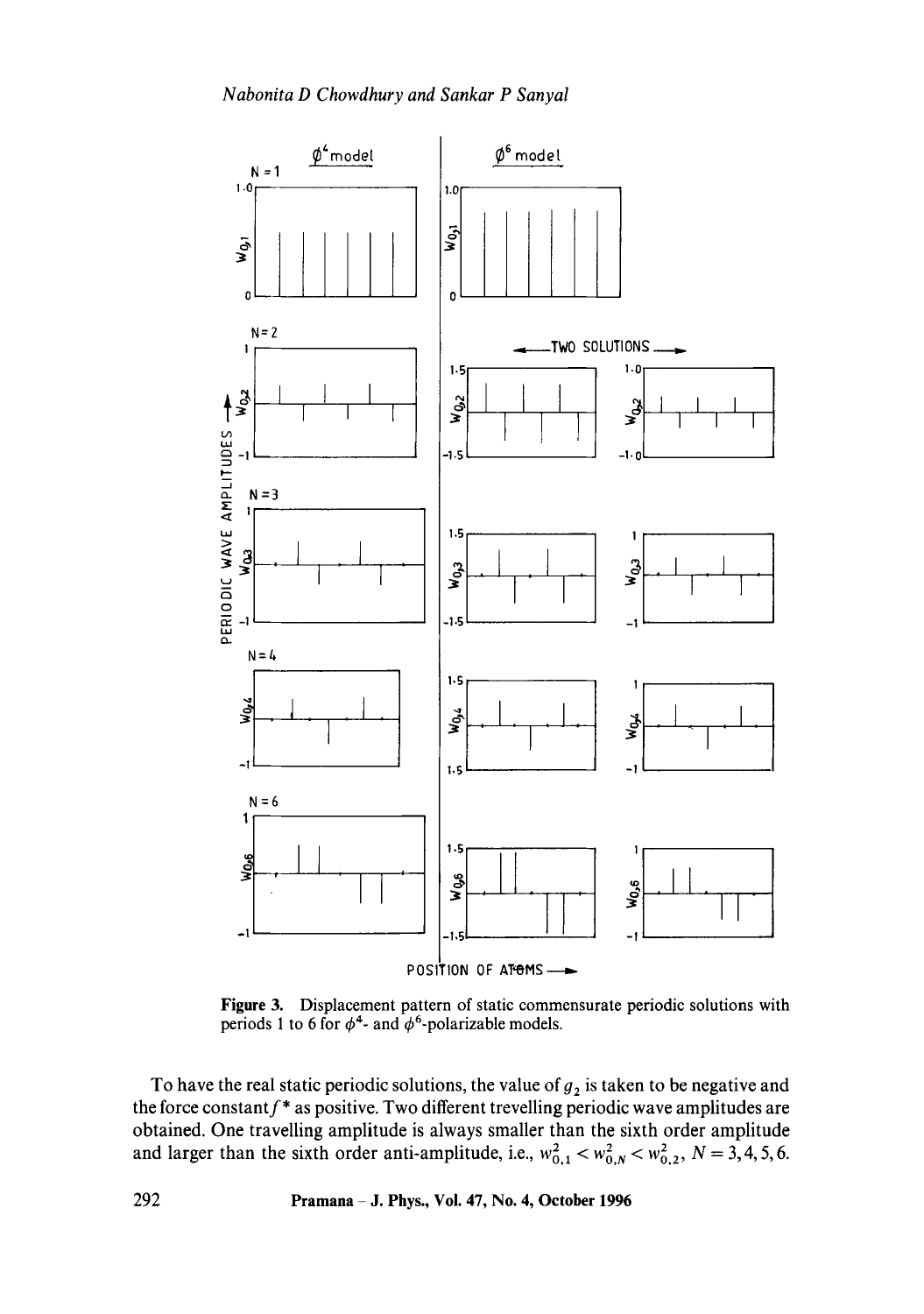**Figure 3.** Displacement pattern of static commensurate periodic solutions with periods 1 to 6 for $\phi^4$- and $\phi^6$-polarizable models.

To have the real static periodic solutions, the value of $g_2$ is taken to be negative and the force constant $f^*$ as positive. Two different trevelling periodic wave amplitudes are obtained. One travelling amplitude is always smaller than the sixth order amplitude and larger than the sixth order anti-amplitude, i.e., $w_{0,1}^2 < w_{0,N}^2 < w_{0,2}^2$, $N = 3, 4, 5, 6$.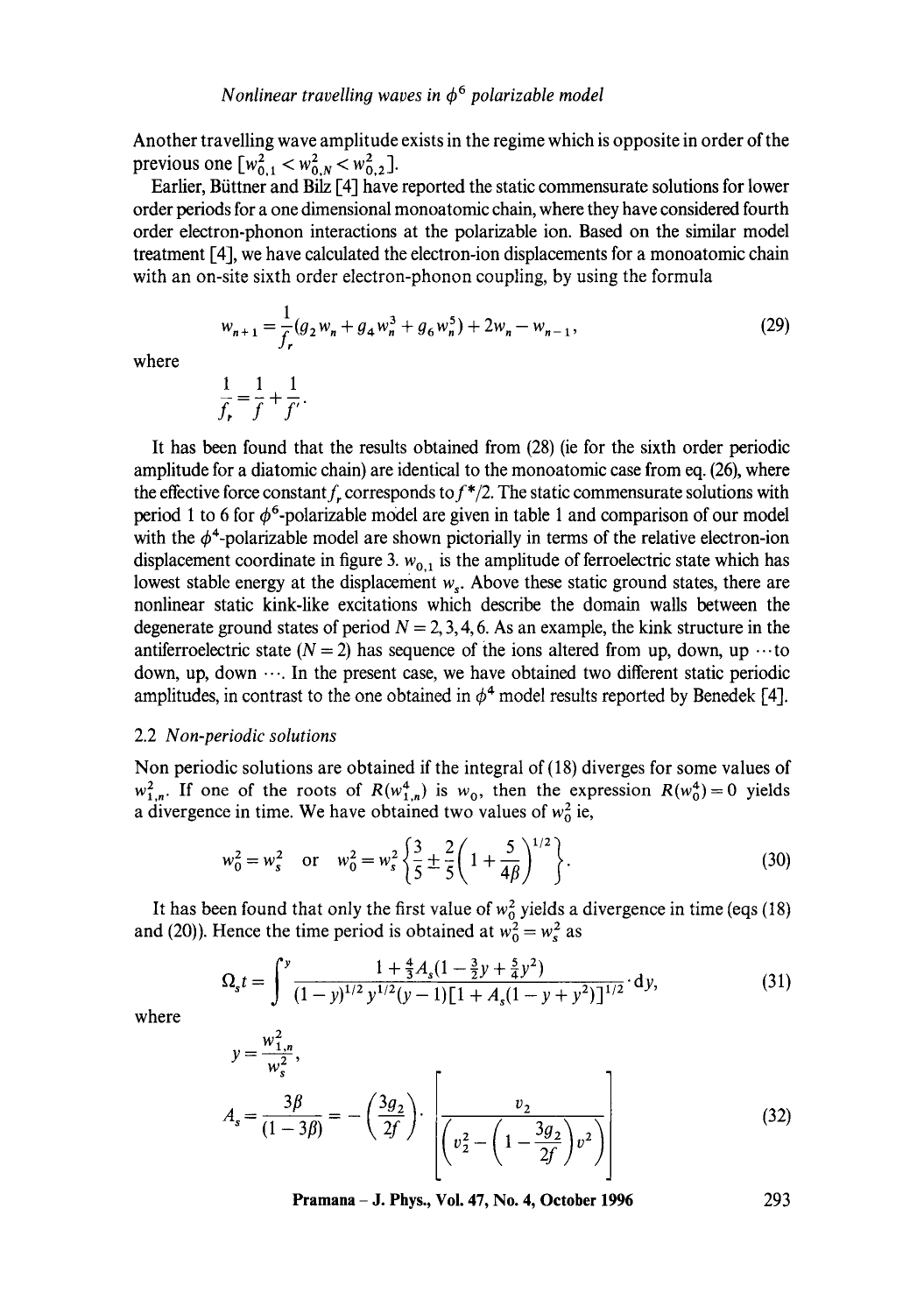Another travelling wave amplitude exists in the regime which is opposite in order of the previous one $[w_{0,1}^2 < w_{0,N}^2 < w_{0,2}^2]$.

Earlier, Büttner and Bilz [4] have reported the static commensurate solutions for lower order periods for a one dimensional monoatomic chain, where they have considered fourth order electron-phonon interactions at the polarizable ion. Based on the similar model treatment [4], we have calculated the electron-ion displacements for a monoatomic chain with an on-site sixth order electron-phonon coupling, by using the formula

$$w_{n+1} = \frac{1}{f_r}(g_2 w_n + g_4 w_n^3 + g_6 w_n^5) + 2w_n - w_{n-1}, \tag{29}$$

where

$$\frac{1}{f_r} = \frac{1}{f} + \frac{1}{f'}.$$

It has been found that the results obtained from (28) (ie for the sixth order periodic amplitude for a diatomic chain) are identical to the monoatomic case from eq. (26), where the effective force constant $f_r$ corresponds to $f^*/2$. The static commensurate solutions with period 1 to 6 for $\phi^6$-polarizable model are given in table 1 and comparison of our model with the $\phi^4$-polarizable model are shown pictorially in terms of the relative electron-ion displacement coordinate in figure 3. $w_{0,1}$ is the amplitude of ferroelectric state which has lowest stable energy at the displacement $w_s$. Above these static ground states, there are nonlinear static kink-like excitations which describe the domain walls between the degenerate ground states of period $N = 2, 3, 4, 6$. As an example, the kink structure in the antiferroelectric state ($N = 2$) has sequence of the ions altered from up, down, up $\cdots$ to down, up, down $\cdots$. In the present case, we have obtained two different static periodic amplitudes, in contrast to the one obtained in $\phi^4$ model results reported by Benedek [4].

### 2.2 *Non-periodic solutions*

Non periodic solutions are obtained if the integral of (18) diverges for some values of $w_{1,n}^2$. If one of the roots of $R(w_{1,n}^4)$ is $w_0$, then the expression $R(w_0^4) = 0$ yields a divergence in time. We have obtained two values of $w_0^2$ ie,

$$w_0^2 = w_s^2 \quad \text{or} \quad w_0^2 = w_s^2 \left\{ \frac{3}{5} \pm \frac{2}{5}\left(1 + \frac{5}{4\beta}\right)^{1/2} \right\}. \tag{30}$$

It has been found that only the first value of $w_0^2$ yields a divergence in time (eqs (18) and (20)). Hence the time period is obtained at $w_0^2 = w_s^2$ as

$$\Omega_s t = \int^y \frac{1 + \frac{4}{3}A_s(1 - \frac{3}{2}y + \frac{5}{4}y^2)}{(1-y)^{1/2} y^{1/2} (y-1)[1 + A_s(1 - y + y^2)]^{1/2}} \cdot \mathrm{d}y, \tag{31}$$

where

$$y = \frac{w_{1,n}^2}{w_s^2},$$

$$A_s = \frac{3\beta}{(1-3\beta)} = -\left(\frac{3g_2}{2f}\right) \cdot \left[ \frac{v_2}{\left(v_2^2 - \left(1 - \frac{3g_2}{2f}\right)v^2\right)} \right] \tag{32}$$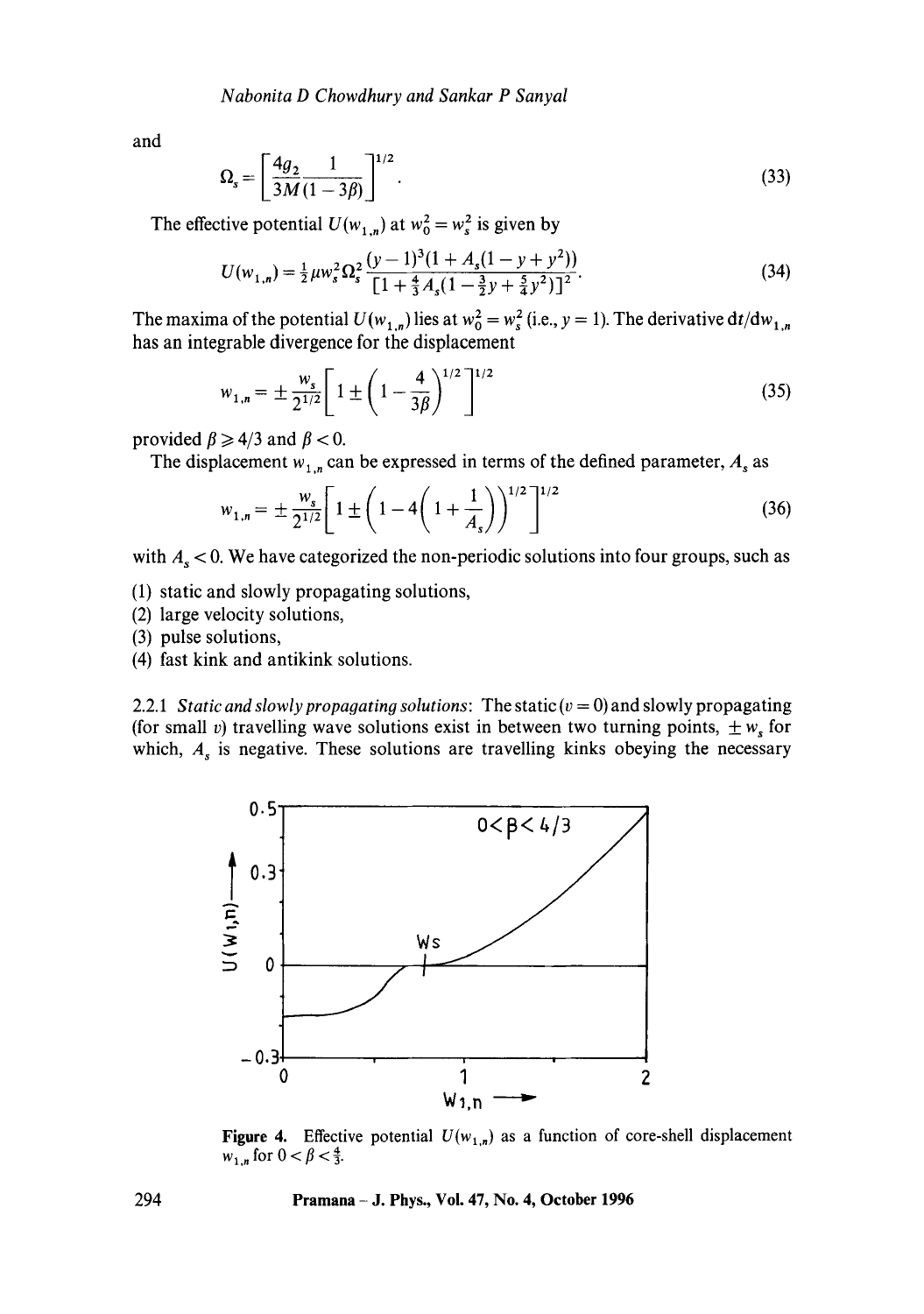and

$$\Omega_s = \left[\frac{4g_2}{3M}\frac{1}{(1-3\beta)}\right]^{1/2}. \tag{33}$$

The effective potential $U(w_{1,n})$ at $w_0^2 = w_s^2$ is given by

$$U(w_{1,n}) = \tfrac{1}{2}\mu w_s^2 \Omega_s^2 \frac{(y-1)^3(1 + A_s(1 - y + y^2))}{[1 + \frac{4}{3}A_s(1 - \frac{3}{2}y + \frac{5}{4}y^2)]^2}. \tag{34}$$

The maxima of the potential $U(w_{1,n})$ lies at $w_0^2 = w_s^2$ (i.e., $y = 1$). The derivative $dt/dw_{1,n}$ has an integrable divergence for the displacement

$$w_{1,n} = \pm \frac{w_s}{2^{1/2}}\left[1 \pm \left(1 - \frac{4}{3\beta}\right)^{1/2}\right]^{1/2} \tag{35}$$

provided $\beta \geqslant 4/3$ and $\beta < 0$.

The displacement $w_{1,n}$ can be expressed in terms of the defined parameter, $A_s$ as

$$w_{1,n} = \pm \frac{w_s}{2^{1/2}}\left[1 \pm \left(1 - 4\left(1 + \frac{1}{A_s}\right)\right)^{1/2}\right]^{1/2} \tag{36}$$

with $A_s < 0$. We have categorized the non-periodic solutions into four groups, such as

(1) static and slowly propagating solutions,
(2) large velocity solutions,
(3) pulse solutions,
(4) fast kink and antikink solutions.

2.2.1 *Static and slowly propagating solutions*: The static ($v = 0$) and slowly propagating (for small $v$) travelling wave solutions exist in between two turning points, $\pm w_s$ for which, $A_s$ is negative. These solutions are travelling kinks obeying the necessary

**Figure 4.** Effective potential $U(w_{1,n})$ as a function of core-shell displacement $w_{1,n}$ for $0 < \beta < \frac{4}{3}$.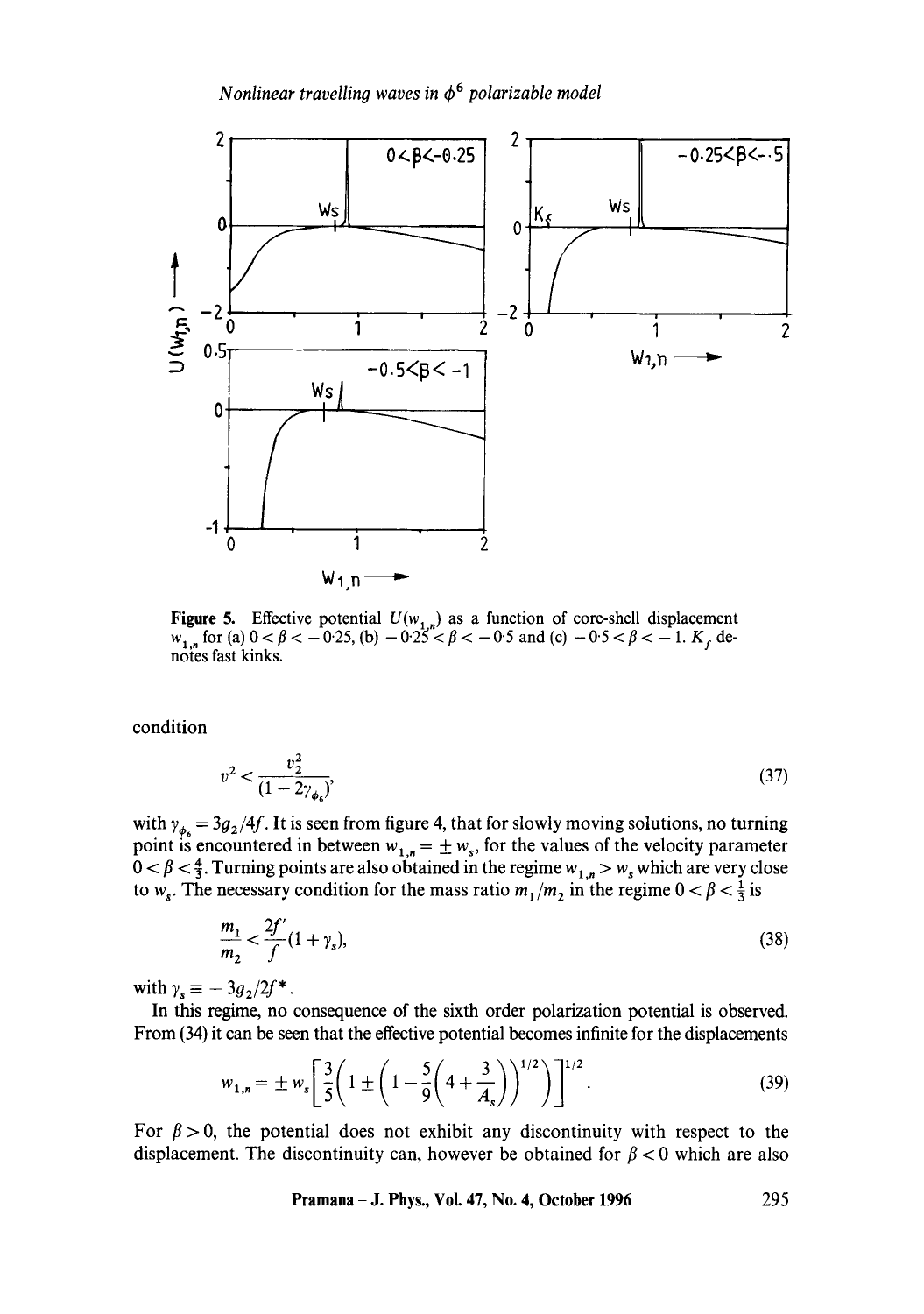Figure 5. Effective potential $U(w_{1,n})$ as a function of core-shell displacement $w_{1,n}$ for (a) $0 < \beta < -0.25$, (b) $-0.25 < \beta < -0.5$ and (c) $-0.5 < \beta < -1$. $K_f$ denotes fast kinks.

condition

$$v^2 < \frac{v_2^2}{(1 - 2\gamma_{\phi_6})}, \tag{37}$$

with $\gamma_{\phi_6} = 3g_2/4f$. It is seen from figure 4, that for slowly moving solutions, no turning point is encountered in between $w_{1,n} = \pm w_s$, for the values of the velocity parameter $0 < \beta < \frac{4}{3}$. Turning points are also obtained in the regime $w_{1,n} > w_s$ which are very close to $w_s$. The necessary condition for the mass ratio $m_1/m_2$ in the regime $0 < \beta < \frac{1}{3}$ is

$$\frac{m_1}{m_2} < \frac{2f'}{f}(1 + \gamma_s), \tag{38}$$

with $\gamma_s \equiv -3g_2/2f^*$.

In this regime, no consequence of the sixth order polarization potential is observed. From (34) it can be seen that the effective potential becomes infinite for the displacements

$$w_{1,n} = \pm w_s \left[ \frac{3}{5}\left( 1 \pm \left( 1 - \frac{5}{9}\left( 4 + \frac{3}{A_s} \right) \right)^{1/2} \right) \right]^{1/2}. \tag{39}$$

For $\beta > 0$, the potential does not exhibit any discontinuity with respect to the displacement. The discontinuity can, however be obtained for $\beta < 0$ which are also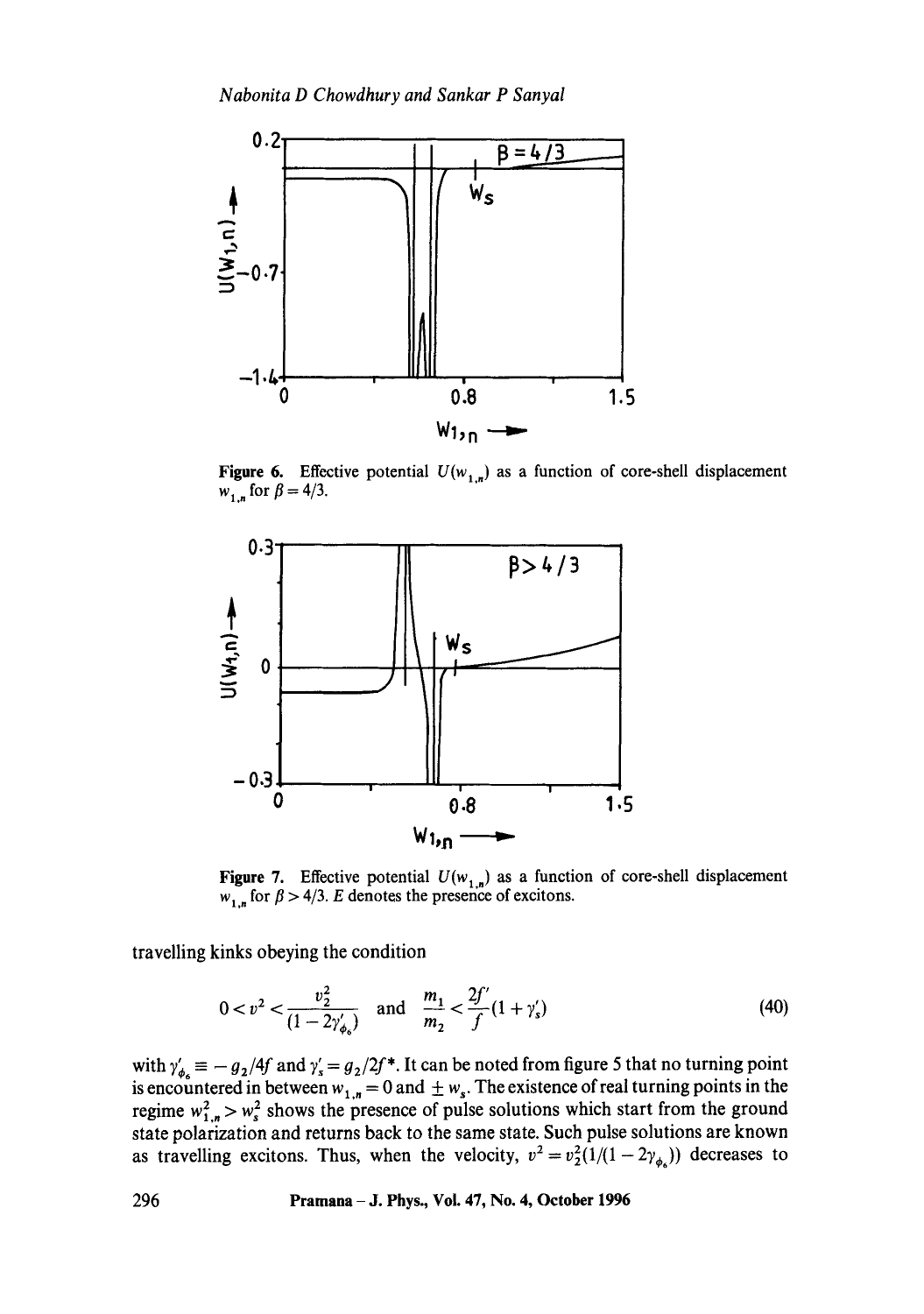**Figure 6.** Effective potential $U(w_{1,n})$ as a function of core-shell displacement $w_{1,n}$ for $\beta = 4/3$.

**Figure 7.** Effective potential $U(w_{1,n})$ as a function of core-shell displacement $w_{1,n}$ for $\beta > 4/3$. $E$ denotes the presence of excitons.

travelling kinks obeying the condition

$$0 < v^2 < \frac{v_2^2}{(1 - 2\gamma'_{\phi_6})} \quad \text{and} \quad \frac{m_1}{m_2} < \frac{2f'}{f}(1 + \gamma'_s) \tag{40}$$

with $\gamma'_{\phi_6} \equiv -g_2/4f$ and $\gamma'_s = g_2/2f^*$. It can be noted from figure 5 that no turning point is encountered in between $w_{1,n} = 0$ and $\pm w_s$. The existence of real turning points in the regime $w_{1,n}^2 > w_s^2$ shows the presence of pulse solutions which start from the ground state polarization and returns back to the same state. Such pulse solutions are known as travelling excitons. Thus, when the velocity, $v^2 = v_2^2(1/(1 - 2\gamma_{\phi_6}))$ decreases to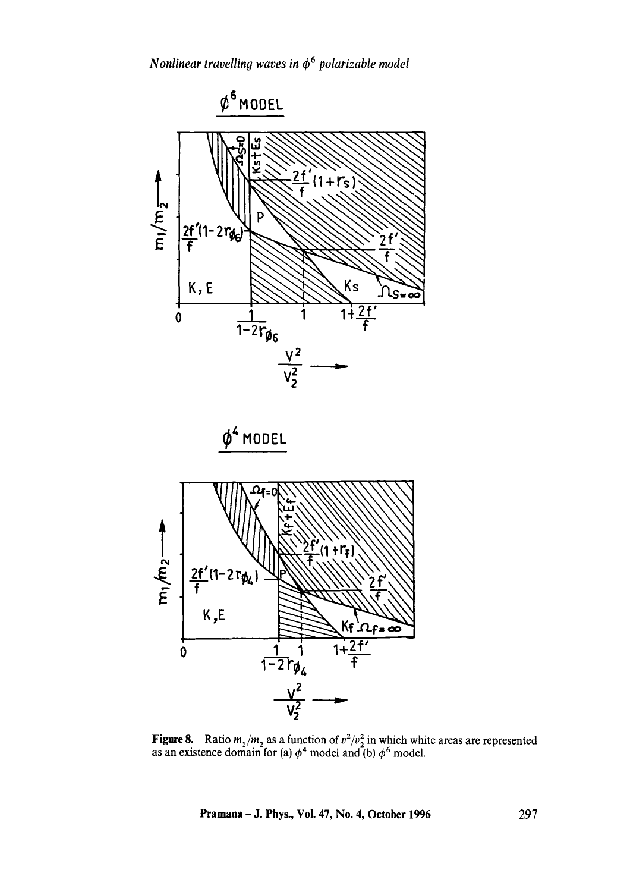**Figure 8.** Ratio $m_1/m_2$ as a function of $v^2/v_2^2$ in which white areas are represented as an existence domain for (a) $\phi^4$ model and (b) $\phi^6$ model.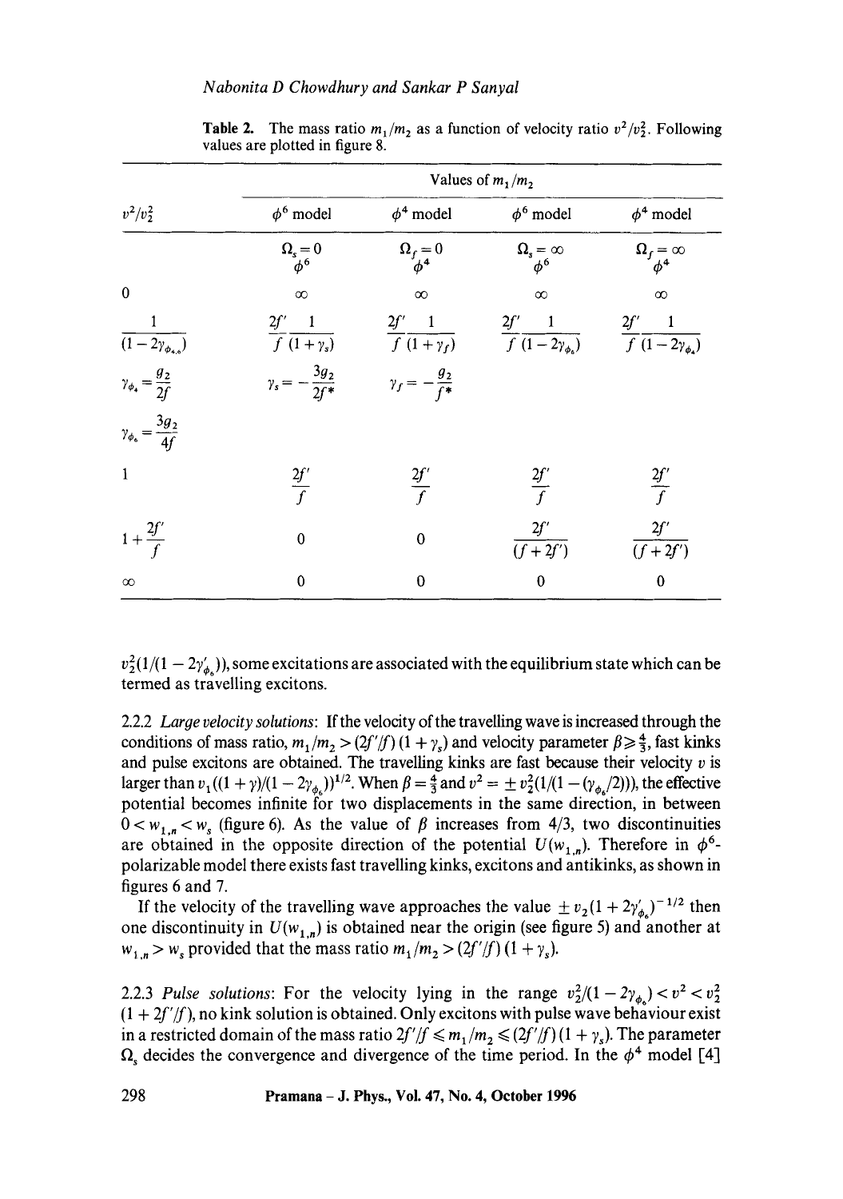**Table 2.** The mass ratio $m_1/m_2$ as a function of velocity ratio $v^2/v_2^2$. Following values are plotted in figure 8.

| $v^2/v_2^2$ | Values of $m_1/m_2$ | | | |
|---|---|---|---|---|
| | $\phi^6$ model | $\phi^4$ model | $\phi^6$ model | $\phi^4$ model |
| | $\Omega_s = 0$ $\phi^6$ | $\Omega_f = 0$ $\phi^4$ | $\Omega_s = \infty$ $\phi^6$ | $\Omega_f = \infty$ $\phi^4$ |
| 0 | $\infty$ | $\infty$ | $\infty$ | $\infty$ |
| $\dfrac{1}{(1-2\gamma_{\phi_{4,6}})}$ | $\dfrac{2f'}{f}\dfrac{1}{(1+\gamma_s)}$ | $\dfrac{2f'}{f}\dfrac{1}{(1+\gamma_f)}$ | $\dfrac{2f'}{f}\dfrac{1}{(1-2\gamma_{\phi_6})}$ | $\dfrac{2f'}{f}\dfrac{1}{(1-2\gamma_{\phi_4})}$ |
| $\gamma_{\phi_4} = \dfrac{g_2}{2f}$ | $\gamma_s = -\dfrac{3g_2}{2f^*}$ | $\gamma_f = -\dfrac{g_2}{f^*}$ | | |
| $\gamma_{\phi_6} = \dfrac{3g_2}{4f}$ | | | | |
| 1 | $\dfrac{2f'}{f}$ | $\dfrac{2f'}{f}$ | $\dfrac{2f'}{f}$ | $\dfrac{2f'}{f}$ |
| $1+\dfrac{2f'}{f}$ | 0 | 0 | $\dfrac{2f'}{(f+2f')}$ | $\dfrac{2f'}{(f+2f')}$ |
| $\infty$ | 0 | 0 | 0 | 0 |

$v_2^2(1/(1-2\gamma'_{\phi_6}))$, some excitations are associated with the equilibrium state which can be termed as travelling excitons.

2.2.2 *Large velocity solutions*: If the velocity of the travelling wave is increased through the conditions of mass ratio, $m_1/m_2 > (2f'/f)(1+\gamma_s)$ and velocity parameter $\beta \geqslant \frac{4}{3}$, fast kinks and pulse excitons are obtained. The travelling kinks are fast because their velocity $v$ is larger than $v_1((1+\gamma)/(1-2\gamma_{\phi_6}))^{1/2}$. When $\beta = \frac{4}{3}$ and $v^2 = \pm v_2^2(1/(1-(\gamma_{\phi_6}/2)))$, the effective potential becomes infinite for two displacements in the same direction, in between $0 < w_{1,n} < w_s$ (figure 6). As the value of $\beta$ increases from 4/3, two discontinuities are obtained in the opposite direction of the potential $U(w_{1,n})$. Therefore in $\phi^6$-polarizable model there exists fast travelling kinks, excitons and antikinks, as shown in figures 6 and 7.

If the velocity of the travelling wave approaches the value $\pm v_2(1+2\gamma'_{\phi_6})^{-1/2}$ then one discontinuity in $U(w_{1,n})$ is obtained near the origin (see figure 5) and another at $w_{1,n} > w_s$ provided that the mass ratio $m_1/m_2 > (2f'/f)(1+\gamma_s)$.

2.2.3 *Pulse solutions*: For the velocity lying in the range $v_2^2/(1-2\gamma_{\phi_6}) < v^2 < v_2^2(1+2f'/f)$, no kink solution is obtained. Only excitons with pulse wave behaviour exist in a restricted domain of the mass ratio $2f'/f \leqslant m_1/m_2 \leqslant (2f'/f)(1+\gamma_s)$. The parameter $\Omega_s$ decides the convergence and divergence of the time period. In the $\phi^4$ model [4]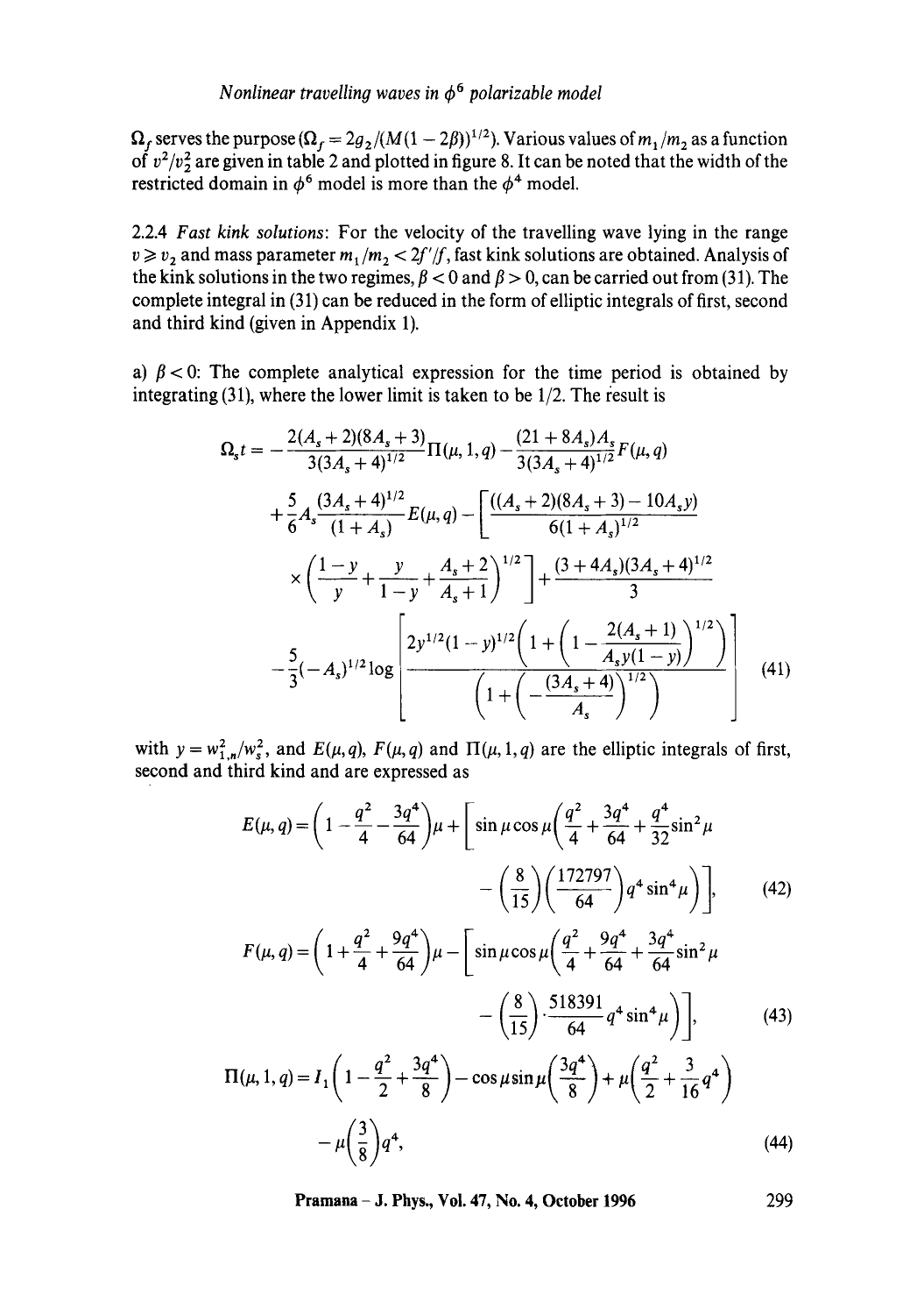$\Omega_f$ serves the purpose ($\Omega_f = 2g_2/(M(1-2\beta))^{1/2}$). Various values of $m_1/m_2$ as a function of $v^2/v_2^2$ are given in table 2 and plotted in figure 8. It can be noted that the width of the restricted domain in $\phi^6$ model is more than the $\phi^4$ model.

2.2.4 *Fast kink solutions*: For the velocity of the travelling wave lying in the range $v \geqslant v_2$ and mass parameter $m_1/m_2 < 2f'/f$, fast kink solutions are obtained. Analysis of the kink solutions in the two regimes, $\beta < 0$ and $\beta > 0$, can be carried out from (31). The complete integral in (31) can be reduced in the form of elliptic integrals of first, second and third kind (given in Appendix 1).

a) $\beta < 0$: The complete analytical expression for the time period is obtained by integrating (31), where the lower limit is taken to be 1/2. The result is

$$
\begin{aligned}
\Omega_s t = &-\frac{2(A_s+2)(8A_s+3)}{3(3A_s+4)^{1/2}}\Pi(\mu,1,q) - \frac{(21+8A_s)A_s}{3(3A_s+4)^{1/2}}F(\mu,q) \\
&+\frac{5}{6}A_s\frac{(3A_s+4)^{1/2}}{(1+A_s)}E(\mu,q) - \left[\frac{((A_s+2)(8A_s+3)-10A_s y)}{6(1+A_s)^{1/2}}\right. \\
&\times\left.\left(\frac{1-y}{y}+\frac{y}{1-y}+\frac{A_s+2}{A_s+1}\right)^{1/2}\right] + \frac{(3+4A_s)(3A_s+4)^{1/2}}{3} \\
&-\frac{5}{3}(-A_s)^{1/2}\log\left[\frac{2y^{1/2}(1-y)^{1/2}\left(1+\left(1-\dfrac{2(A_s+1)}{A_s y(1-y)}\right)^{1/2}\right)}{\left(1+\left(-\dfrac{(3A_s+4)}{A_s}\right)^{1/2}\right)}\right]
\end{aligned} \tag{41}
$$

with $y = w_{1,n}^2/w_s^2$, and $E(\mu,q)$, $F(\mu,q)$ and $\Pi(\mu,1,q)$ are the elliptic integrals of first, second and third kind and are expressed as

$$
\begin{aligned}
E(\mu,q) = &\left(1-\frac{q^2}{4}-\frac{3q^4}{64}\right)\mu + \left[\sin\mu\cos\mu\left(\frac{q^2}{4}+\frac{3q^4}{64}+\frac{q^4}{32}\sin^2\mu\right.\right. \\
&\left.\left.-\left(\frac{8}{15}\right)\left(\frac{172797}{64}\right)q^4\sin^4\mu\right)\right],
\end{aligned} \tag{42}
$$

$$
\begin{aligned}
F(\mu,q) = &\left(1+\frac{q^2}{4}+\frac{9q^4}{64}\right)\mu - \left[\sin\mu\cos\mu\left(\frac{q^2}{4}+\frac{9q^4}{64}+\frac{3q^4}{64}\sin^2\mu\right.\right. \\
&\left.\left.-\left(\frac{8}{15}\right)\cdot\frac{518391}{64}q^4\sin^4\mu\right)\right],
\end{aligned} \tag{43}
$$

$$
\begin{aligned}
\Pi(\mu,1,q) = &I_1\left(1-\frac{q^2}{2}+\frac{3q^4}{8}\right) - \cos\mu\sin\mu\left(\frac{3q^4}{8}\right) + \mu\left(\frac{q^2}{2}+\frac{3}{16}q^4\right) \\
&-\mu\left(\frac{3}{8}\right)q^4,
\end{aligned} \tag{44}
$$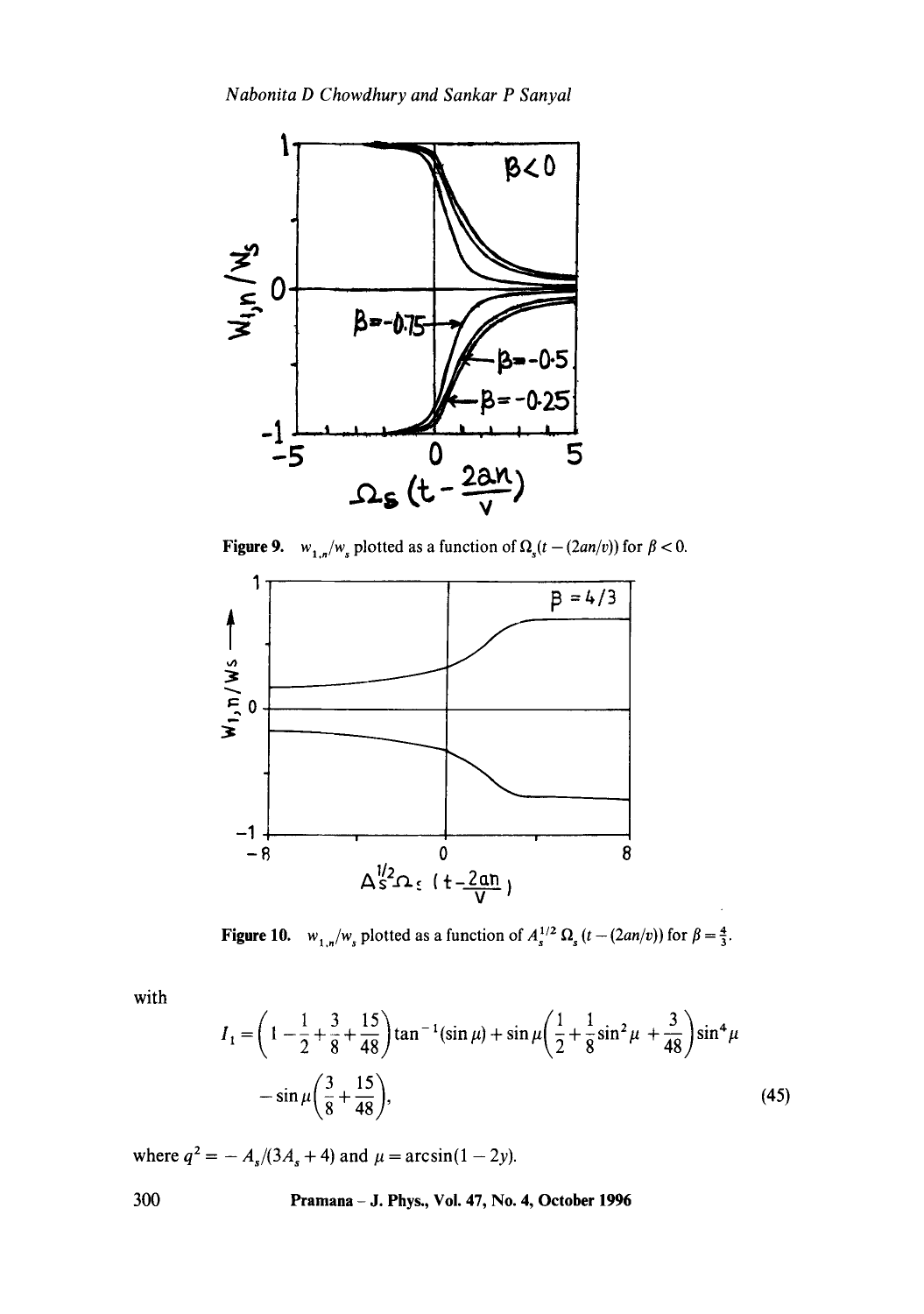**Figure 9.** $w_{1,n}/w_s$ plotted as a function of $\Omega_s(t-(2an/v))$ for $\beta < 0$.

**Figure 10.** $w_{1,n}/w_s$ plotted as a function of $A_s^{1/2}\,\Omega_s\,(t-(2an/v))$ for $\beta = \frac{4}{3}$.

with

$$I_1 = \left(1 - \frac{1}{2} + \frac{3}{8} + \frac{15}{48}\right)\tan^{-1}(\sin\mu) + \sin\mu\left(\frac{1}{2} + \frac{1}{8}\sin^2\mu + \frac{3}{48}\right)\sin^4\mu$$
$$- \sin\mu\left(\frac{3}{8} + \frac{15}{48}\right), \tag{45}$$

where $q^2 = -A_s/(3A_s+4)$ and $\mu = \arcsin(1-2y)$.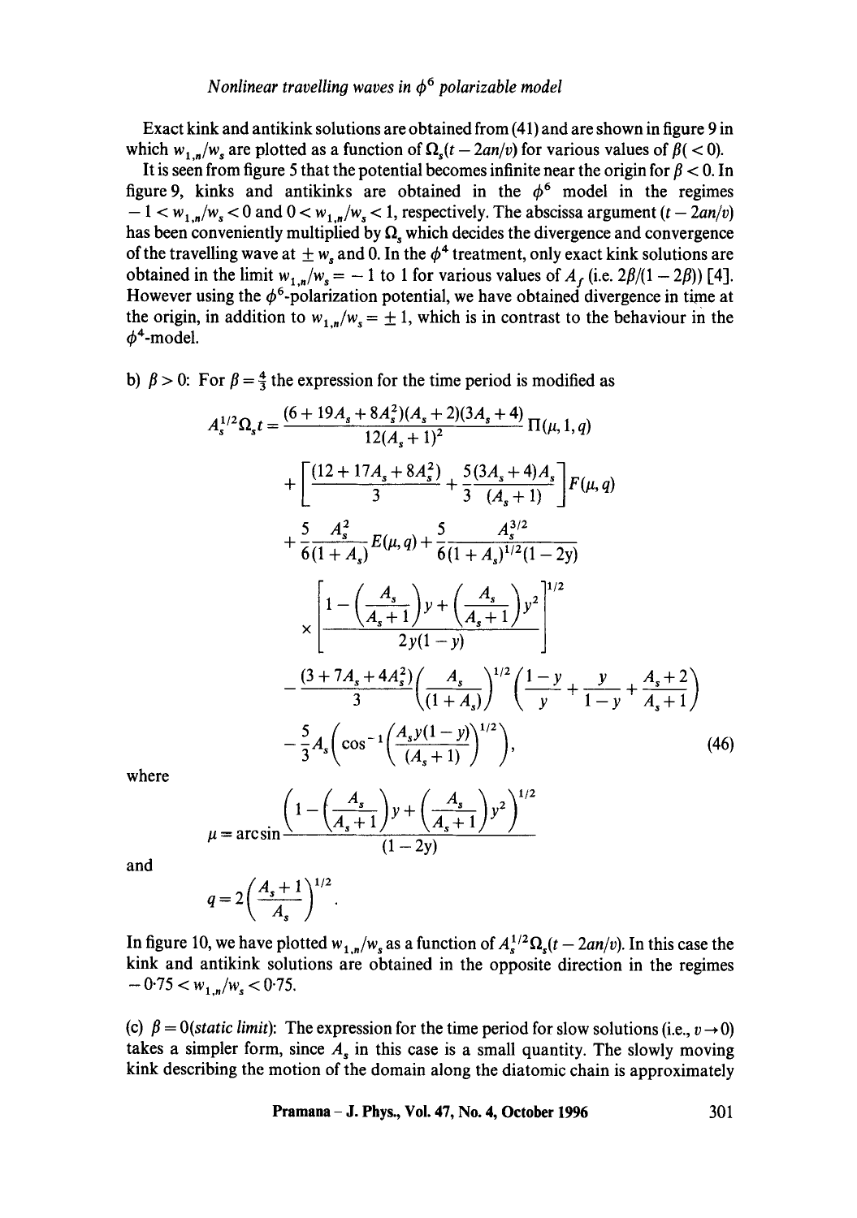Exact kink and antikink solutions are obtained from (41) and are shown in figure 9 in which $w_{1,n}/w_s$ are plotted as a function of $\Omega_s(t - 2an/v)$ for various values of $\beta(<0)$.

It is seen from figure 5 that the potential becomes infinite near the origin for $\beta < 0$. In figure 9, kinks and antikinks are obtained in the $\phi^6$ model in the regimes $-1 < w_{1,n}/w_s < 0$ and $0 < w_{1,n}/w_s < 1$, respectively. The abscissa argument $(t - 2an/v)$ has been conveniently multiplied by $\Omega_s$ which decides the divergence and convergence of the travelling wave at $\pm w_s$ and 0. In the $\phi^4$ treatment, only exact kink solutions are obtained in the limit $w_{1,n}/w_s = -1$ to 1 for various values of $A_f$ (i.e. $2\beta/(1-2\beta)$) [4]. However using the $\phi^6$-polarization potential, we have obtained divergence in time at the origin, in addition to $w_{1,n}/w_s = \pm 1$, which is in contrast to the behaviour in the $\phi^4$-model.

b) $\beta > 0$: For $\beta = \frac{4}{3}$ the expression for the time period is modified as

$$
\begin{aligned}
A_s^{1/2}\Omega_s t = {} & \frac{(6 + 19A_s + 8A_s^2)(A_s+2)(3A_s+4)}{12(A_s+1)^2}\,\Pi(\mu, 1, q) \\
& + \left[\frac{(12 + 17A_s + 8A_s^2)}{3} + \frac{5}{3}\frac{(3A_s+4)A_s}{(A_s+1)}\right] F(\mu, q) \\
& + \frac{5}{6}\frac{A_s^2}{(1+A_s)} E(\mu, q) + \frac{5}{6}\frac{A_s^{3/2}}{(1+A_s)^{1/2}(1-2y)} \\
& \times \left[\frac{1 - \left(\dfrac{A_s}{A_s+1}\right) y + \left(\dfrac{A_s}{A_s+1}\right) y^2}{2y(1-y)}\right]^{1/2} \\
& - \frac{(3 + 7A_s + 4A_s^2)}{3}\left(\frac{A_s}{(1+A_s)}\right)^{1/2}\left(\frac{1-y}{y} + \frac{y}{1-y} + \frac{A_s+2}{A_s+1}\right) \\
& - \frac{5}{3}A_s\left(\cos^{-1}\left(\frac{A_s y(1-y)}{(A_s+1)}\right)^{1/2}\right),
\end{aligned}
\tag{46}
$$

where

$$
\mu = \arcsin \frac{\left(1 - \left(\dfrac{A_s}{A_s+1}\right) y + \left(\dfrac{A_s}{A_s+1}\right) y^2\right)^{1/2}}{(1-2y)}
$$

and

$$
q = 2\left(\frac{A_s+1}{A_s}\right)^{1/2}.
$$

In figure 10, we have plotted $w_{1,n}/w_s$ as a function of $A_s^{1/2}\Omega_s(t - 2an/v)$. In this case the kink and antikink solutions are obtained in the opposite direction in the regimes $-0.75 < w_{1,n}/w_s < 0.75$.

(c) $\beta = 0$ (*static limit*): The expression for the time period for slow solutions (i.e., $v \to 0$) takes a simpler form, since $A_s$ in this case is a small quantity. The slowly moving kink describing the motion of the domain along the diatomic chain is approximately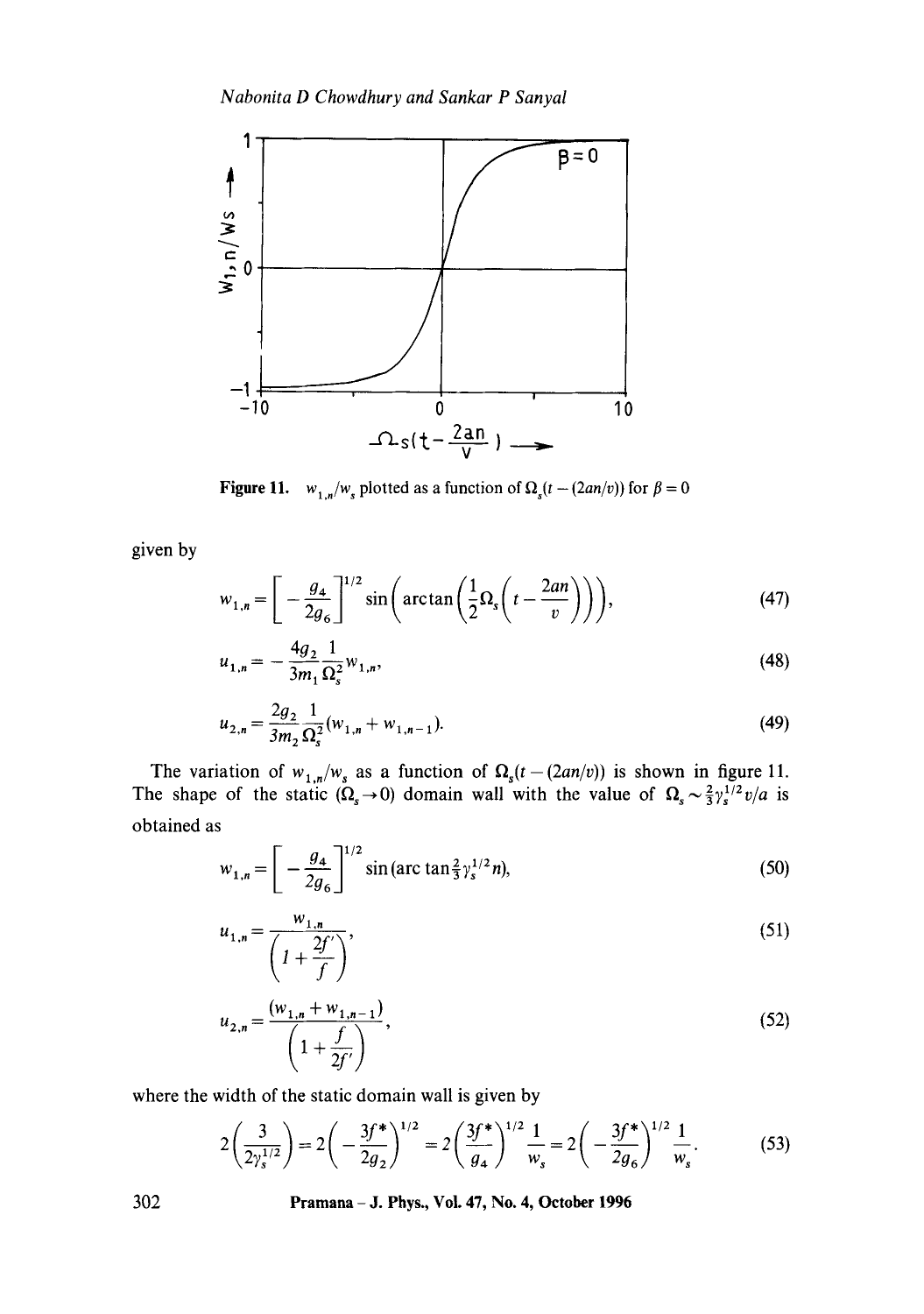**Figure 11.** $w_{1,n}/w_s$ plotted as a function of $\Omega_s(t-(2an/v))$ for $\beta=0$

given by

$$w_{1,n} = \left[-\frac{g_4}{2g_6}\right]^{1/2} \sin\left(\arctan\left(\frac{1}{2}\Omega_s\left(t-\frac{2an}{v}\right)\right)\right), \tag{47}$$

$$u_{1,n} = -\frac{4g_2}{3m_1}\frac{1}{\Omega_s^2}w_{1,n}, \tag{48}$$

$$u_{2,n} = \frac{2g_2}{3m_2}\frac{1}{\Omega_s^2}(w_{1,n}+w_{1,n-1}). \tag{49}$$

The variation of $w_{1,n}/w_s$ as a function of $\Omega_s(t-(2an/v))$ is shown in figure 11. The shape of the static ($\Omega_s \to 0$) domain wall with the value of $\Omega_s \sim \frac{2}{3}\gamma_s^{1/2}v/a$ is obtained as

$$w_{1,n} = \left[-\frac{g_4}{2g_6}\right]^{1/2} \sin(\arctan\tfrac{2}{3}\gamma_s^{1/2}n), \tag{50}$$

$$u_{1,n} = \frac{w_{1,n}}{\left(1+\dfrac{2f'}{f}\right)}, \tag{51}$$

$$u_{2,n} = \frac{(w_{1,n}+w_{1,n-1})}{\left(1+\dfrac{f}{2f'}\right)}, \tag{52}$$

where the width of the static domain wall is given by

$$2\left(\frac{3}{2\gamma_s^{1/2}}\right) = 2\left(-\frac{3f^*}{2g_2}\right)^{1/2} = 2\left(\frac{3f^*}{g_4}\right)^{1/2}\frac{1}{w_s} = 2\left(-\frac{3f^*}{2g_6}\right)^{1/2}\frac{1}{w_s}. \tag{53}$$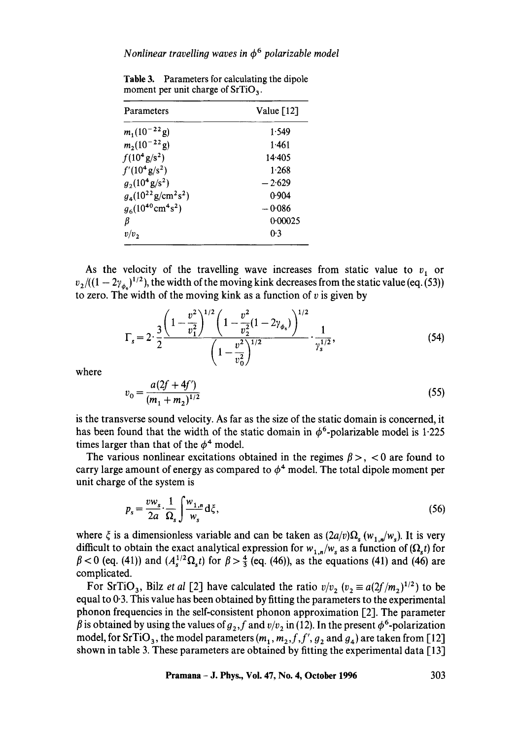**Table 3.** Parameters for calculating the dipole moment per unit charge of $SrTiO_3$.

| Parameters | Value [12] |
|---|---|
| $m_1(10^{-22}\,\mathrm{g})$ | 1·549 |
| $m_2(10^{-22}\,\mathrm{g})$ | 1·461 |
| $f(10^4\,\mathrm{g/s^2})$ | 14·405 |
| $f'(10^4\,\mathrm{g/s^2})$ | 1·268 |
| $g_2(10^4\,\mathrm{g/s^2})$ | −2·629 |
| $g_4(10^{22}\,\mathrm{g/cm^2 s^2})$ | 0·904 |
| $g_6(10^{40}\,\mathrm{cm^4 s^2})$ | −0·086 |
| $\beta$ | 0·00025 |
| $v/v_2$ | 0·3 |

As the velocity of the travelling wave increases from static value to $v_1$ or $v_2/((1-2\gamma_{\phi_6})^{1/2})$, the width of the moving kink decreases from the static value (eq. (53)) to zero. The width of the moving kink as a function of $v$ is given by

$$\Gamma_s = 2\cdot\frac{3}{2}\frac{\left(1-\frac{v^2}{v_1^2}\right)^{1/2}\left(1-\frac{v^2}{v_2^2}(1-2\gamma_{\phi_6})\right)^{1/2}}{\left(1-\frac{v^2}{v_0^2}\right)^{1/2}}\cdot\frac{1}{\gamma_s^{1/2}}, \tag{54}$$

where

$$v_0 = \frac{a(2f+4f')}{(m_1+m_2)^{1/2}} \tag{55}$$

is the transverse sound velocity. As far as the size of the static domain is concerned, it has been found that the width of the static domain in $\phi^6$-polarizable model is 1·225 times larger than that of the $\phi^4$ model.

The various nonlinear excitations obtained in the regimes $\beta >, < 0$ are found to carry large amount of energy as compared to $\phi^4$ model. The total dipole moment per unit charge of the system is

$$p_s = \frac{vw_s}{2a}\cdot\frac{1}{\Omega_s}\int\frac{w_{1,n}}{w_s}\mathrm{d}\xi, \tag{56}$$

where $\xi$ is a dimensionless variable and can be taken as $(2a/v)\Omega_s\,(w_{1,n}/w_s)$. It is very difficult to obtain the exact analytical expression for $w_{1,n}/w_s$ as a function of $(\Omega_s t)$ for $\beta < 0$ (eq. (41)) and $(A_s^{1/2}\Omega_s t)$ for $\beta > \frac{4}{3}$ (eq. (46)), as the equations (41) and (46) are complicated.

For $SrTiO_3$, Bilz *et al* [2] have calculated the ratio $v/v_2$ ($v_2 \equiv a(2f/m_2)^{1/2}$) to be equal to 0·3. This value has been obtained by fitting the parameters to the experimental phonon frequencies in the self-consistent phonon approximation [2]. The parameter $\beta$ is obtained by using the values of $g_2, f$ and $v/v_2$ in (12). In the present $\phi^6$-polarization model, for $SrTiO_3$, the model parameters ($m_1, m_2, f, f', g_2$ and $g_4$) are taken from [12] shown in table 3. These parameters are obtained by fitting the experimental data [13]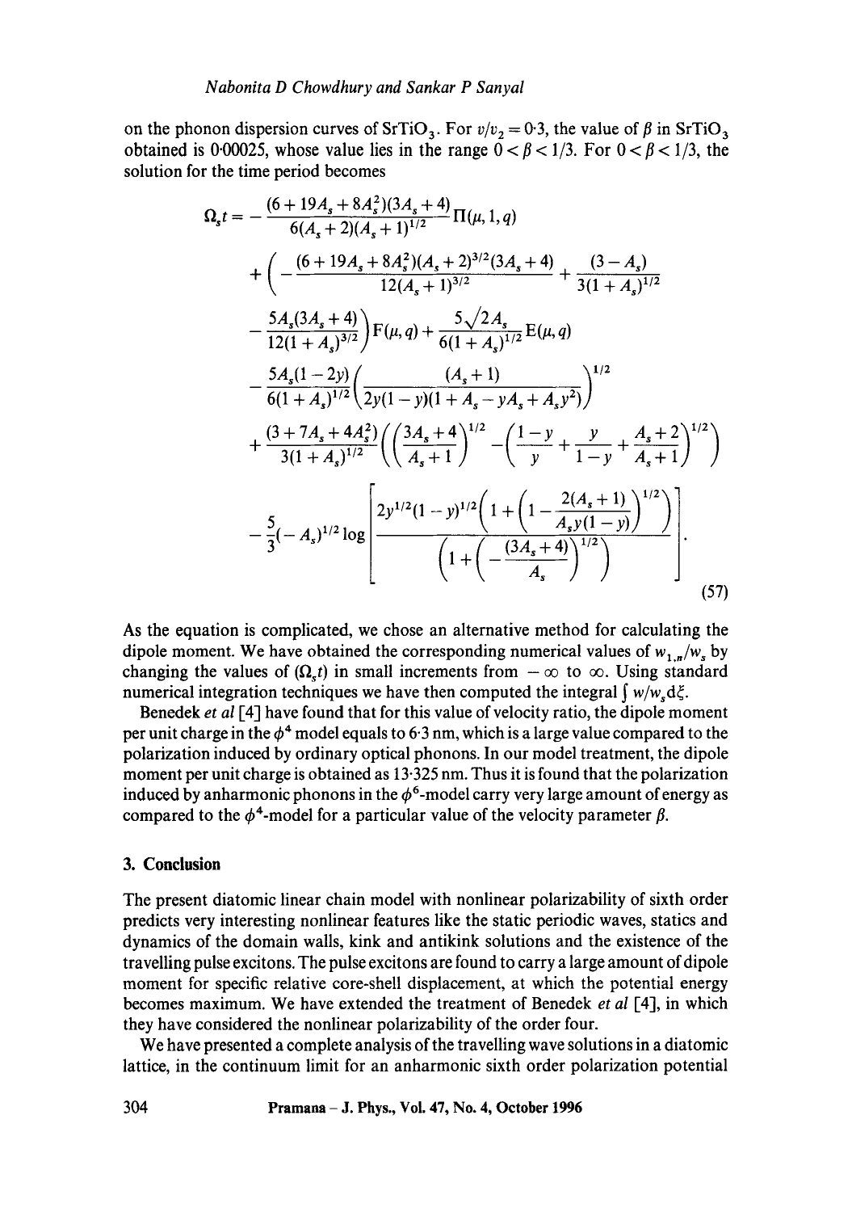on the phonon dispersion curves of $SrTiO_3$. For $v/v_2 = 0{\cdot}3$, the value of $\beta$ in $SrTiO_3$ obtained is 0·00025, whose value lies in the range $0 < \beta < 1/3$. For $0 < \beta < 1/3$, the solution for the time period becomes

$$
\begin{aligned}
\Omega_s t = &- \frac{(6 + 19A_s + 8A_s^2)(3A_s + 4)}{6(A_s + 2)(A_s + 1)^{1/2}} \Pi(\mu, 1, q) \\
&+ \left( - \frac{(6 + 19A_s + 8A_s^2)(A_s + 2)^{3/2}(3A_s + 4)}{12(A_s + 1)^{3/2}} + \frac{(3 - A_s)}{3(1 + A_s)^{1/2}} \right. \\
&\left. - \frac{5A_s(3A_s + 4)}{12(1 + A_s)^{3/2}} \right) \mathrm{F}(\mu, q) + \frac{5\sqrt{2}A_s}{6(1 + A_s)^{1/2}} \mathrm{E}(\mu, q) \\
&- \frac{5A_s(1 - 2y)}{6(1 + A_s)^{1/2}} \left( \frac{(A_s + 1)}{2y(1 - y)(1 + A_s - yA_s + A_s y^2)} \right)^{1/2} \\
&+ \frac{(3 + 7A_s + 4A_s^2)}{3(1 + A_s)^{1/2}} \left( \left( \frac{3A_s + 4}{A_s + 1} \right)^{1/2} - \left( \frac{1 - y}{y} + \frac{y}{1 - y} + \frac{A_s + 2}{A_s + 1} \right)^{1/2} \right) \\
&- \frac{5}{3}(-A_s)^{1/2} \log \left[ \frac{2y^{1/2}(1 - y)^{1/2}\left( 1 + \left( 1 - \frac{2(A_s + 1)}{A_s y(1 - y)} \right)^{1/2} \right)}{\left( 1 + \left( - \frac{(3A_s + 4)}{A_s} \right)^{1/2} \right)} \right].
\end{aligned}
\tag{57}
$$

As the equation is complicated, we chose an alternative method for calculating the dipole moment. We have obtained the corresponding numerical values of $w_{1,n}/w_s$ by changing the values of $(\Omega_s t)$ in small increments from $-\infty$ to $\infty$. Using standard numerical integration techniques we have then computed the integral $\int w/w_s \mathrm{d}\xi$.

Benedek *et al* [4] have found that for this value of velocity ratio, the dipole moment per unit charge in the $\phi^4$ model equals to 6·3 nm, which is a large value compared to the polarization induced by ordinary optical phonons. In our model treatment, the dipole moment per unit charge is obtained as 13·325 nm. Thus it is found that the polarization induced by anharmonic phonons in the $\phi^6$-model carry very large amount of energy as compared to the $\phi^4$-model for a particular value of the velocity parameter $\beta$.

## 3. Conclusion

The present diatomic linear chain model with nonlinear polarizability of sixth order predicts very interesting nonlinear features like the static periodic waves, statics and dynamics of the domain walls, kink and antikink solutions and the existence of the travelling pulse excitons. The pulse excitons are found to carry a large amount of dipole moment for specific relative core-shell displacement, at which the potential energy becomes maximum. We have extended the treatment of Benedek *et al* [4], in which they have considered the nonlinear polarizability of the order four.

We have presented a complete analysis of the travelling wave solutions in a diatomic lattice, in the continuum limit for an anharmonic sixth order polarization potential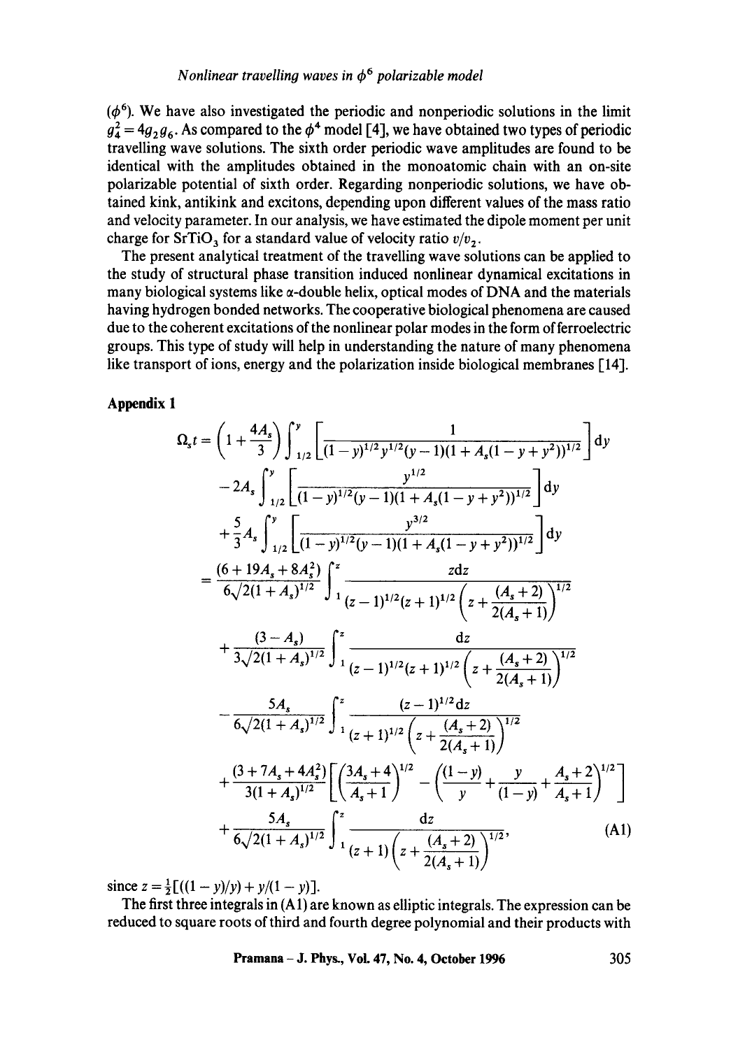($\phi^6$). We have also investigated the periodic and nonperiodic solutions in the limit $g_4^2 = 4g_2 g_6$. As compared to the $\phi^4$ model [4], we have obtained two types of periodic travelling wave solutions. The sixth order periodic wave amplitudes are found to be identical with the amplitudes obtained in the monoatomic chain with an on-site polarizable potential of sixth order. Regarding nonperiodic solutions, we have obtained kink, antikink and excitons, depending upon different values of the mass ratio and velocity parameter. In our analysis, we have estimated the dipole moment per unit charge for $SrTiO_3$ for a standard value of velocity ratio $v/v_2$.

The present analytical treatment of the travelling wave solutions can be applied to the study of structural phase transition induced nonlinear dynamical excitations in many biological systems like α-double helix, optical modes of DNA and the materials having hydrogen bonded networks. The cooperative biological phenomena are caused due to the coherent excitations of the nonlinear polar modes in the form of ferroelectric groups. This type of study will help in understanding the nature of many phenomena like transport of ions, energy and the polarization inside biological membranes [14].

## Appendix 1

$$
\begin{aligned}
\Omega_s t = & \left(1 + \frac{4A_s}{3}\right) \int_{1/2}^{y} \left[\frac{1}{(1-y)^{1/2} y^{1/2} (y-1)(1 + A_s(1 - y + y^2))^{1/2}}\right] \mathrm{d}y \\
& - 2A_s \int_{1/2}^{y} \left[\frac{y^{1/2}}{(1-y)^{1/2}(y-1)(1 + A_s(1 - y + y^2))^{1/2}}\right] \mathrm{d}y \\
& + \frac{5}{3} A_s \int_{1/2}^{y} \left[\frac{y^{3/2}}{(1-y)^{1/2}(y-1)(1 + A_s(1 - y + y^2))^{1/2}}\right] \mathrm{d}y \\
= & \frac{(6 + 19A_s + 8A_s^2)}{6\sqrt{2}(1 + A_s)^{1/2}} \int_{1}^{z} \frac{z \mathrm{d}z}{(z-1)^{1/2}(z+1)^{1/2}\left(z + \dfrac{(A_s + 2)}{2(A_s + 1)}\right)^{1/2}} \\
& + \frac{(3 - A_s)}{3\sqrt{2}(1 + A_s)^{1/2}} \int_{1}^{z} \frac{\mathrm{d}z}{(z-1)^{1/2}(z+1)^{1/2}\left(z + \dfrac{(A_s + 2)}{2(A_s + 1)}\right)^{1/2}} \\
& - \frac{5A_s}{6\sqrt{2}(1 + A_s)^{1/2}} \int_{1}^{z} \frac{(z-1)^{1/2} \mathrm{d}z}{(z+1)^{1/2}\left(z + \dfrac{(A_s + 2)}{2(A_s + 1)}\right)^{1/2}} \\
& + \frac{(3 + 7A_s + 4A_s^2)}{3(1 + A_s)^{1/2}} \left[\left(\frac{3A_s + 4}{A_s + 1}\right)^{1/2} - \left(\frac{(1-y)}{y} + \frac{y}{(1-y)} + \frac{A_s + 2}{A_s + 1}\right)^{1/2}\right] \\
& + \frac{5A_s}{6\sqrt{2}(1 + A_s)^{1/2}} \int_{1}^{z} \frac{\mathrm{d}z}{(z+1)\left(z + \dfrac{(A_s + 2)}{2(A_s + 1)}\right)^{1/2}},
\end{aligned}
\tag{A1}
$$

since $z = \frac{1}{2}[((1-y)/y) + y/(1-y)]$.

The first three integrals in (A1) are known as elliptic integrals. The expression can be reduced to square roots of third and fourth degree polynomial and their products with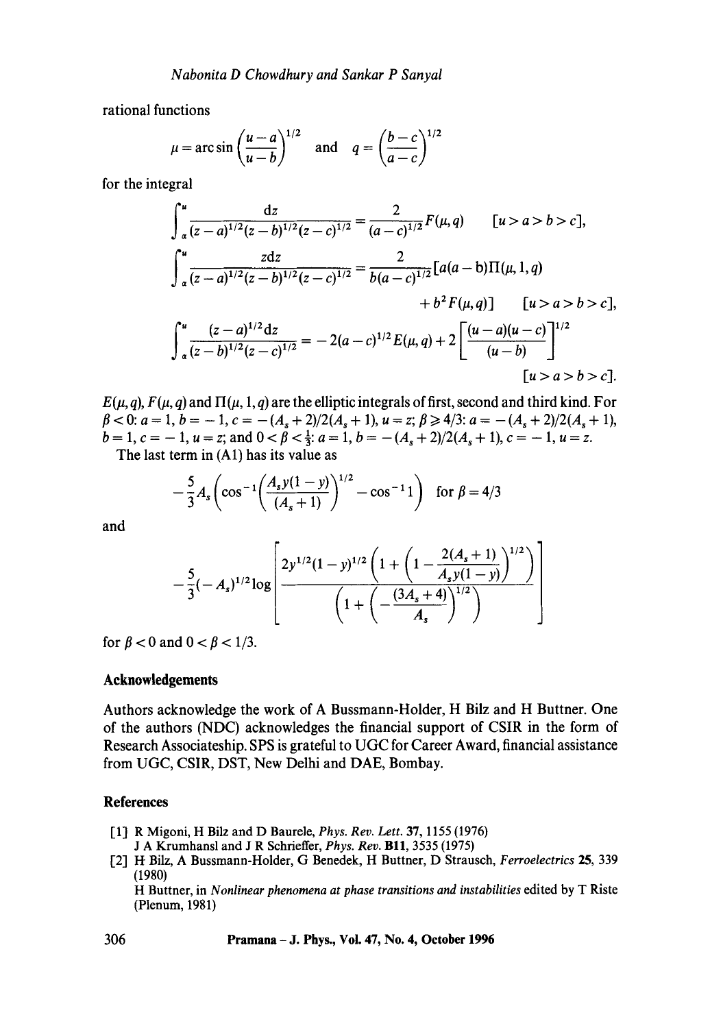rational functions

$$\mu = \arcsin\left(\frac{u-a}{u-b}\right)^{1/2} \quad \text{and} \quad q = \left(\frac{b-c}{a-c}\right)^{1/2}$$

for the integral

$$\int_{\alpha}^{u} \frac{dz}{(z-a)^{1/2}(z-b)^{1/2}(z-c)^{1/2}} = \frac{2}{(a-c)^{1/2}} F(\mu, q) \qquad [u > a > b > c],$$

$$\int_{\alpha}^{u} \frac{z dz}{(z-a)^{1/2}(z-b)^{1/2}(z-c)^{1/2}} = \frac{2}{b(a-c)^{1/2}} [a(a-b)\Pi(\mu, 1, q) + b^2 F(\mu, q)] \qquad [u > a > b > c],$$

$$\int_{\alpha}^{u} \frac{(z-a)^{1/2} dz}{(z-b)^{1/2}(z-c)^{1/2}} = -2(a-c)^{1/2} E(\mu, q) + 2\left[\frac{(u-a)(u-c)}{(u-b)}\right]^{1/2} \qquad [u > a > b > c].$$

$E(\mu, q)$, $F(\mu, q)$ and $\Pi(\mu, 1, q)$ are the elliptic integrals of first, second and third kind. For $\beta < 0$: $a = 1$, $b = -1$, $c = -(A_s + 2)/2(A_s + 1)$, $u = z$; $\beta \geqslant 4/3$: $a = -(A_s + 2)/2(A_s + 1)$, $b = 1$, $c = -1$, $u = z$; and $0 < \beta < \frac{1}{3}$: $a = 1$, $b = -(A_s + 2)/2(A_s + 1)$, $c = -1$, $u = z$.

The last term in (A1) has its value as

$$-\frac{5}{3} A_s \left(\cos^{-1}\left(\frac{A_s y(1-y)}{(A_s+1)}\right)^{1/2} - \cos^{-1} 1\right) \quad \text{for } \beta = 4/3$$

and

$$-\frac{5}{3}(-A_s)^{1/2} \log\left[\frac{2y^{1/2}(1-y)^{1/2}\left(1 + \left(1 - \dfrac{2(A_s+1)}{A_s y(1-y)}\right)^{1/2}\right)}{\left(1 + \left(-\dfrac{(3A_s+4)}{A_s}\right)^{1/2}\right)}\right]$$

for $\beta < 0$ and $0 < \beta < 1/3$.

## Acknowledgements

Authors acknowledge the work of A Bussmann-Holder, H Bilz and H Buttner. One of the authors (NDC) acknowledges the financial support of CSIR in the form of Research Associateship. SPS is grateful to UGC for Career Award, financial assistance from UGC, CSIR, DST, New Delhi and DAE, Bombay.

## References

[1] R Migoni, H Bilz and D Baurele, *Phys. Rev. Lett.* **37**, 1155 (1976)
J A Krumhansl and J R Schrieffer, *Phys. Rev.* **B11**, 3535 (1975)

[2] H Bilz, A Bussmann-Holder, G Benedek, H Buttner, D Strausch, *Ferroelectrics* **25**, 339 (1980)
H Buttner, in *Nonlinear phenomena at phase transitions and instabilities* edited by T Riste (Plenum, 1981)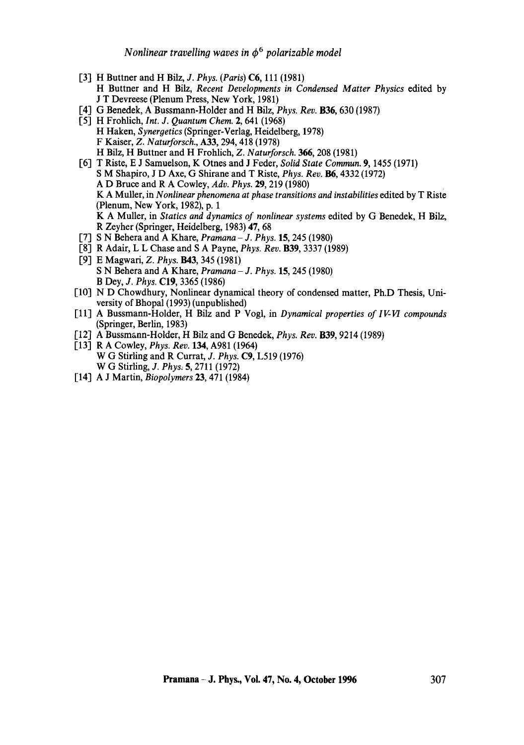[3] H Buttner and H Bilz, *J. Phys. (Paris)* **C6**, 111 (1981)
H Buttner and H Bilz, *Recent Developments in Condensed Matter Physics* edited by J T Devreese (Plenum Press, New York, 1981)

[4] G Benedek, A Bussmann-Holder and H Bilz, *Phys. Rev.* **B36**, 630 (1987)

[5] H Frohlich, *Int. J. Quantum Chem.* **2**, 641 (1968)
H Haken, *Synergetics* (Springer-Verlag, Heidelberg, 1978)
F Kaiser, *Z. Naturforsch.*, **A33**, 294, 418 (1978)
H Bilz, H Buttner and H Frohlich, *Z. Naturforsch.* **366**, 208 (1981)

[6] T Riste, E J Samuelson, K Otnes and J Feder, *Solid State Commun.* **9**, 1455 (1971)
S M Shapiro, J D Axe, G Shirane and T Riste, *Phys. Rev.* **B6**, 4332 (1972)
A D Bruce and R A Cowley, *Adv. Phys.* **29**, 219 (1980)
K A Muller, in *Nonlinear phenomena at phase transitions and instabilities* edited by T Riste (Plenum, New York, 1982), p. 1
K A Muller, in *Statics and dynamics of nonlinear systems* edited by G Benedek, H Bilz, R Zeyher (Springer, Heidelberg, 1983) **47**, 68

[7] S N Behera and A Khare, *Pramana – J. Phys.* **15**, 245 (1980)

[8] R Adair, L L Chase and S A Payne, *Phys. Rev.* **B39**, 3337 (1989)

[9] E Magwari, *Z. Phys.* **B43**, 345 (1981)
S N Behera and A Khare, *Pramana – J. Phys.* **15**, 245 (1980)
B Dey, *J. Phys.* **C19**, 3365 (1986)

[10] N D Chowdhury, Nonlinear dynamical theory of condensed matter, Ph.D Thesis, University of Bhopal (1993) (unpublished)

[11] A Bussmann-Holder, H Bilz and P Vogl, in *Dynamical properties of IV-VI compounds* (Springer, Berlin, 1983)

[12] A Bussmann-Holder, H Bilz and G Benedek, *Phys. Rev.* **B39**, 9214 (1989)

[13] R A Cowley, *Phys. Rev.* **134**, A981 (1964)
W G Stirling and R Currat, *J. Phys.* **C9**, L519 (1976)
W G Stirling, *J. Phys.* **5**, 2711 (1972)

[14] A J Martin, *Biopolymers* **23**, 471 (1984)